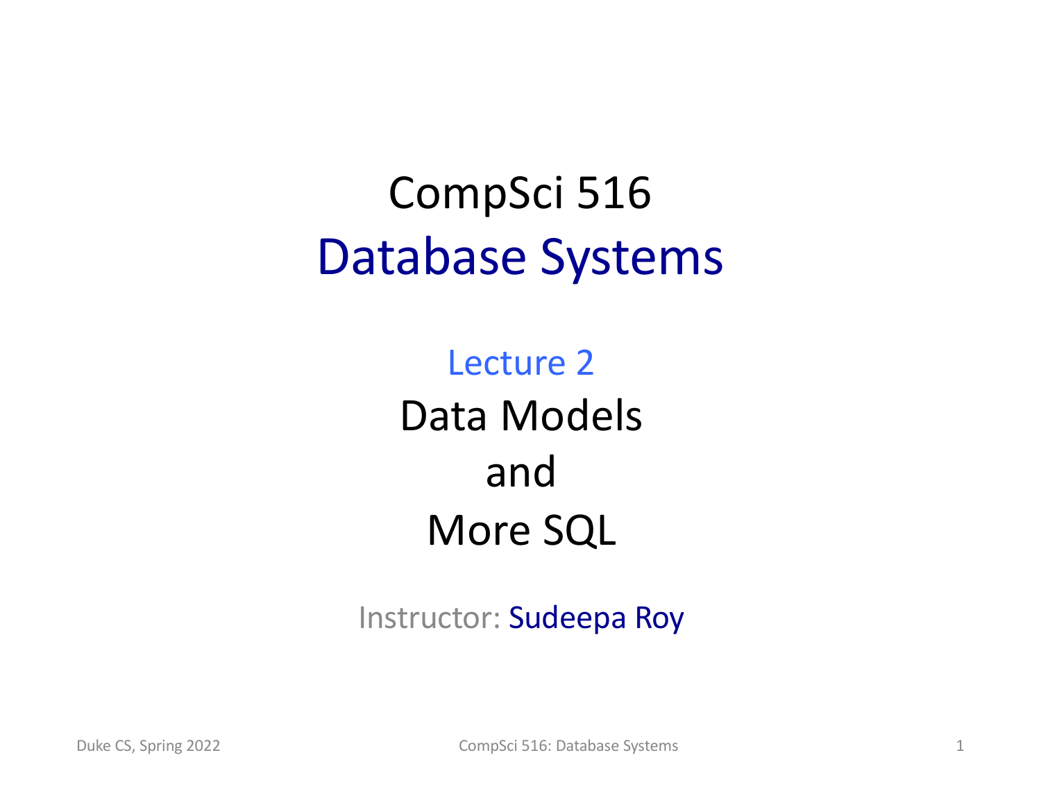# CompSci 516
# Database Systems

## Lecture 2
## Data Models and More SQL

Instructor: Sudeepa Roy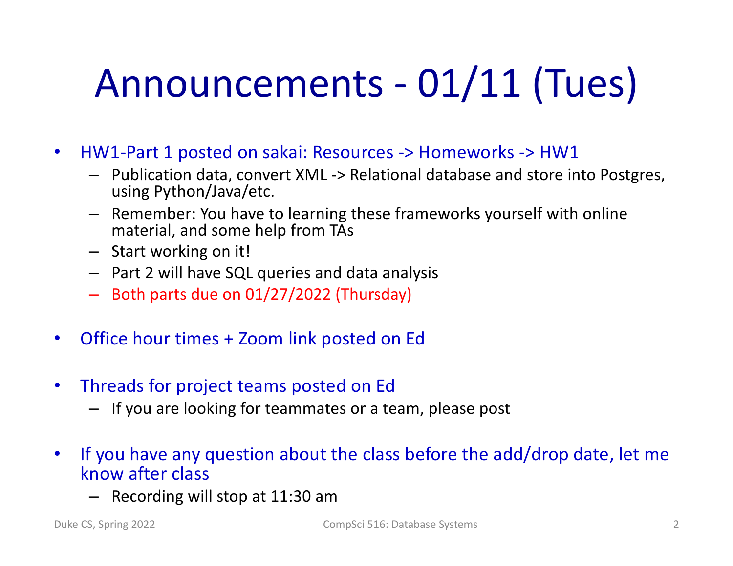# Announcements - 01/11 (Tues)

- HW1-Part 1 posted on sakai: Resources -> Homeworks -> HW1
  - Publication data, convert XML -> Relational database and store into Postgres, using Python/Java/etc.
  - Remember: You have to learning these frameworks yourself with online material, and some help from TAs
  - Start working on it!
  - Part 2 will have SQL queries and data analysis
  - Both parts due on 01/27/2022 (Thursday)
- Office hour times + Zoom link posted on Ed
- Threads for project teams posted on Ed
  - If you are looking for teammates or a team, please post
- If you have any question about the class before the add/drop date, let me know after class
  - Recording will stop at 11:30 am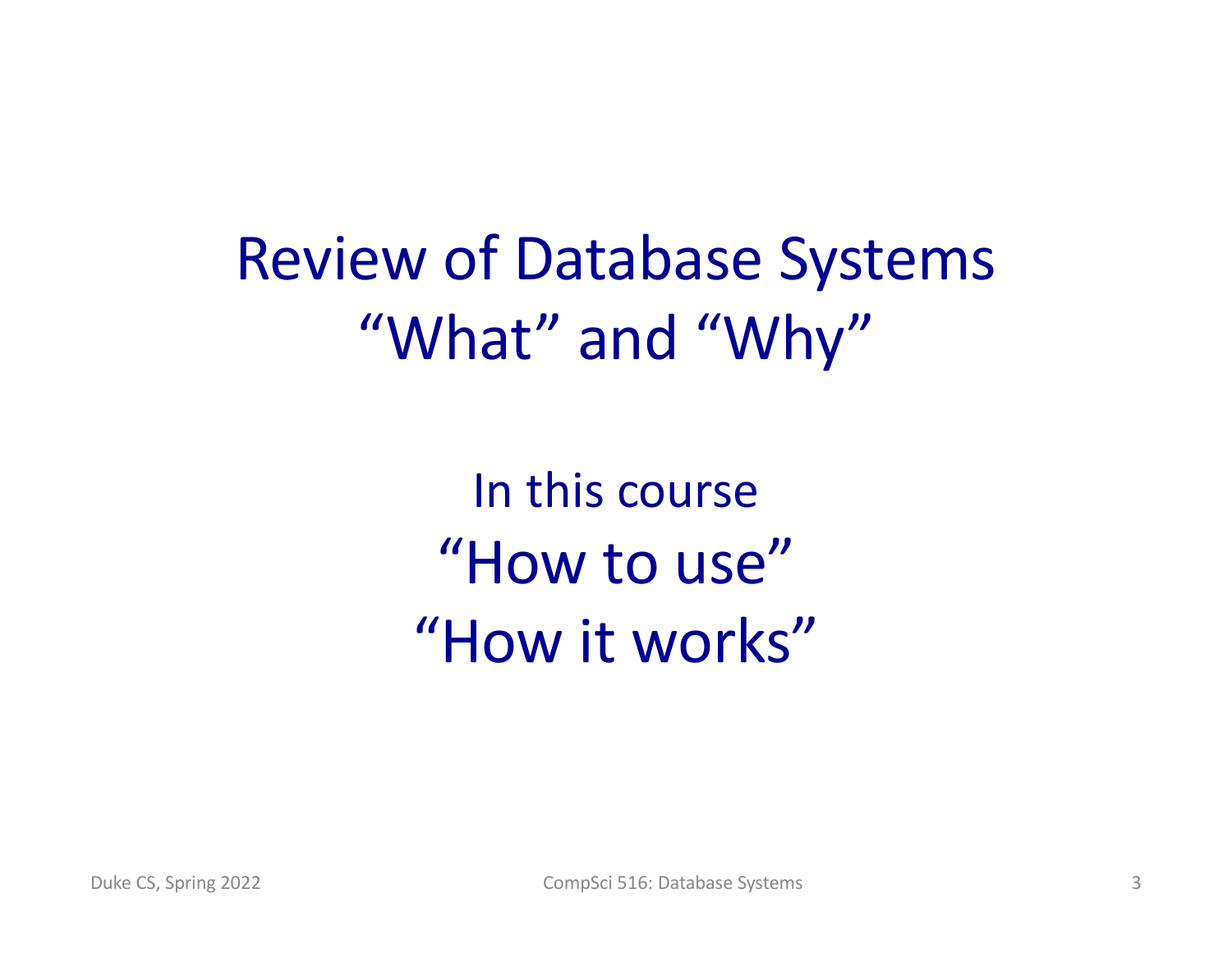# Review of Database Systems
# “What” and “Why”

In this course

## “How to use”
## “How it works”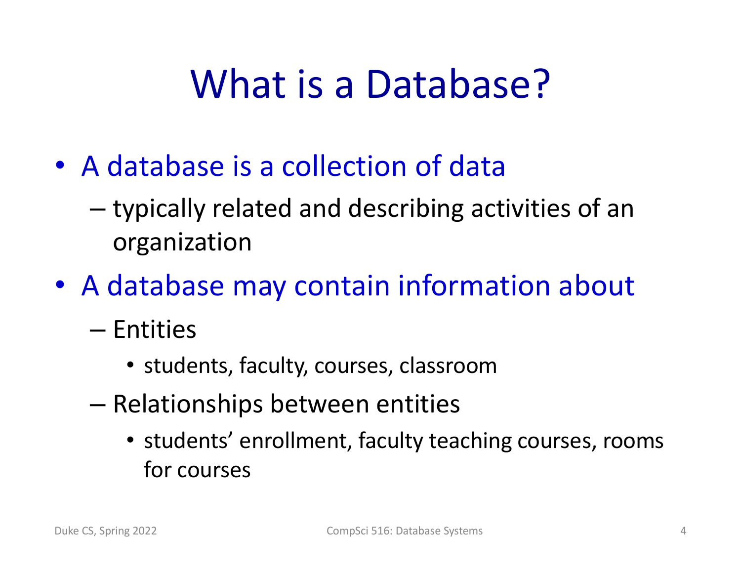# What is a Database?

- A database is a collection of data
  - typically related and describing activities of an organization
- A database may contain information about
  - Entities
    - students, faculty, courses, classroom
  - Relationships between entities
    - students' enrollment, faculty teaching courses, rooms for courses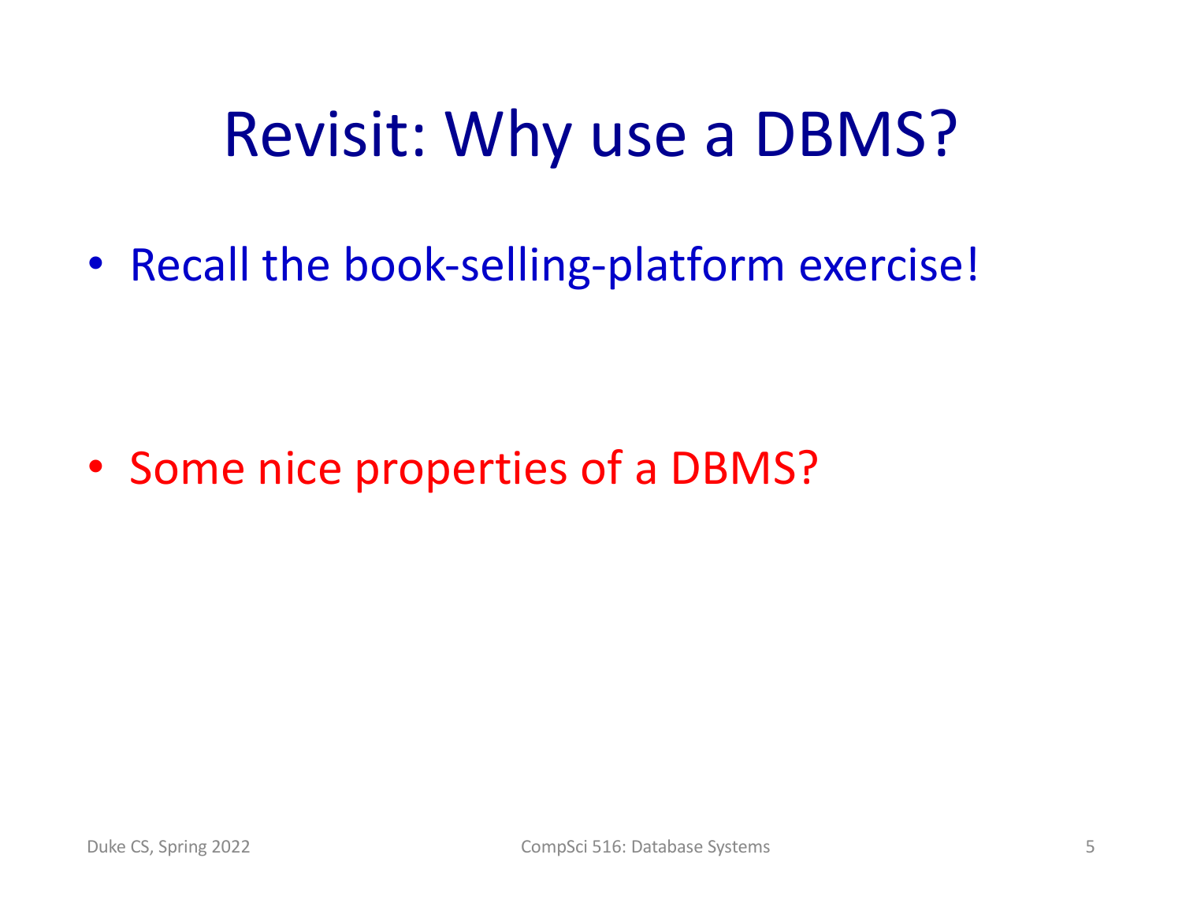# Revisit: Why use a DBMS?

- Recall the book-selling-platform exercise!

- Some nice properties of a DBMS?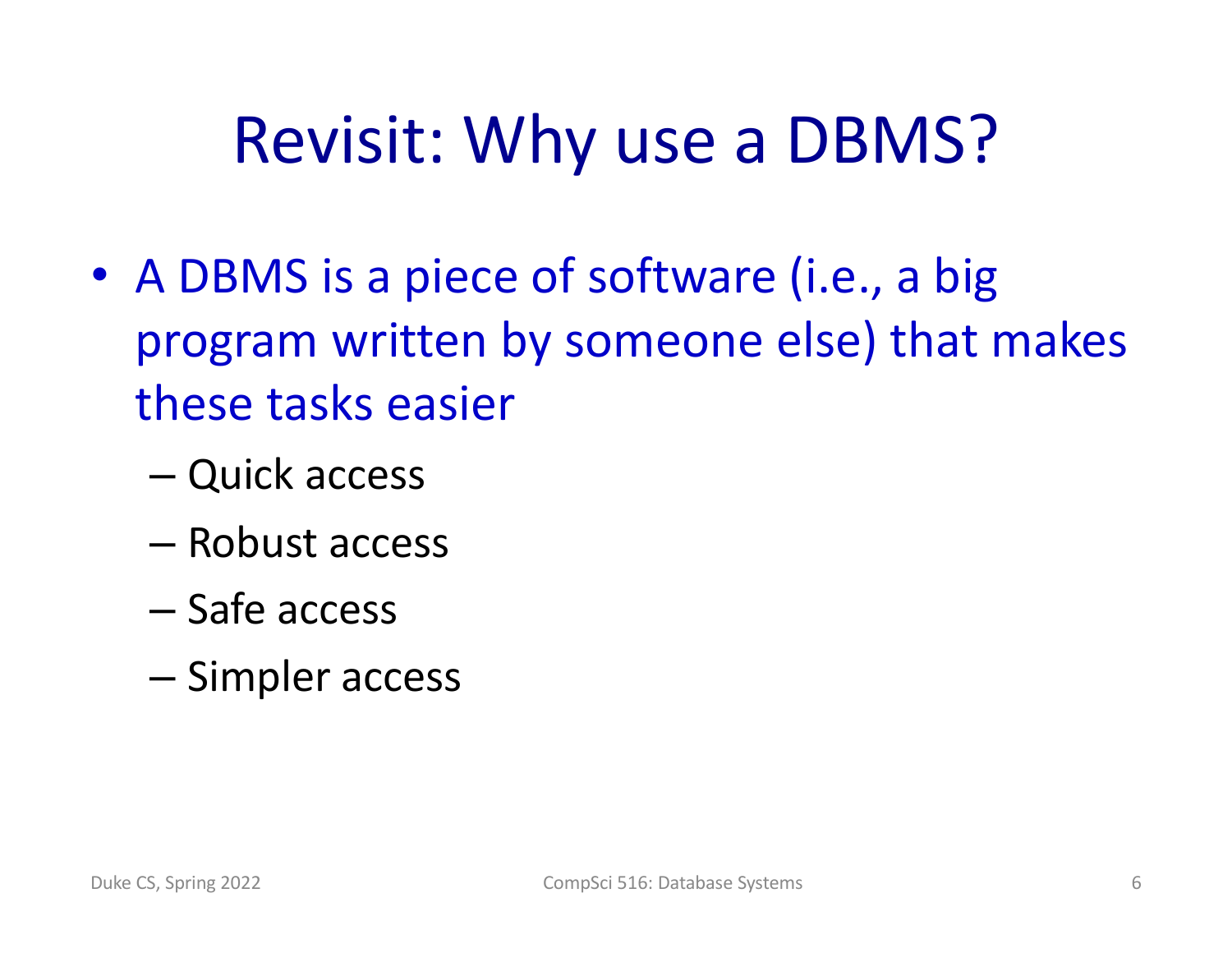# Revisit: Why use a DBMS?

- A DBMS is a piece of software (i.e., a big program written by someone else) that makes these tasks easier
  - Quick access
  - Robust access
  - Safe access
  - Simpler access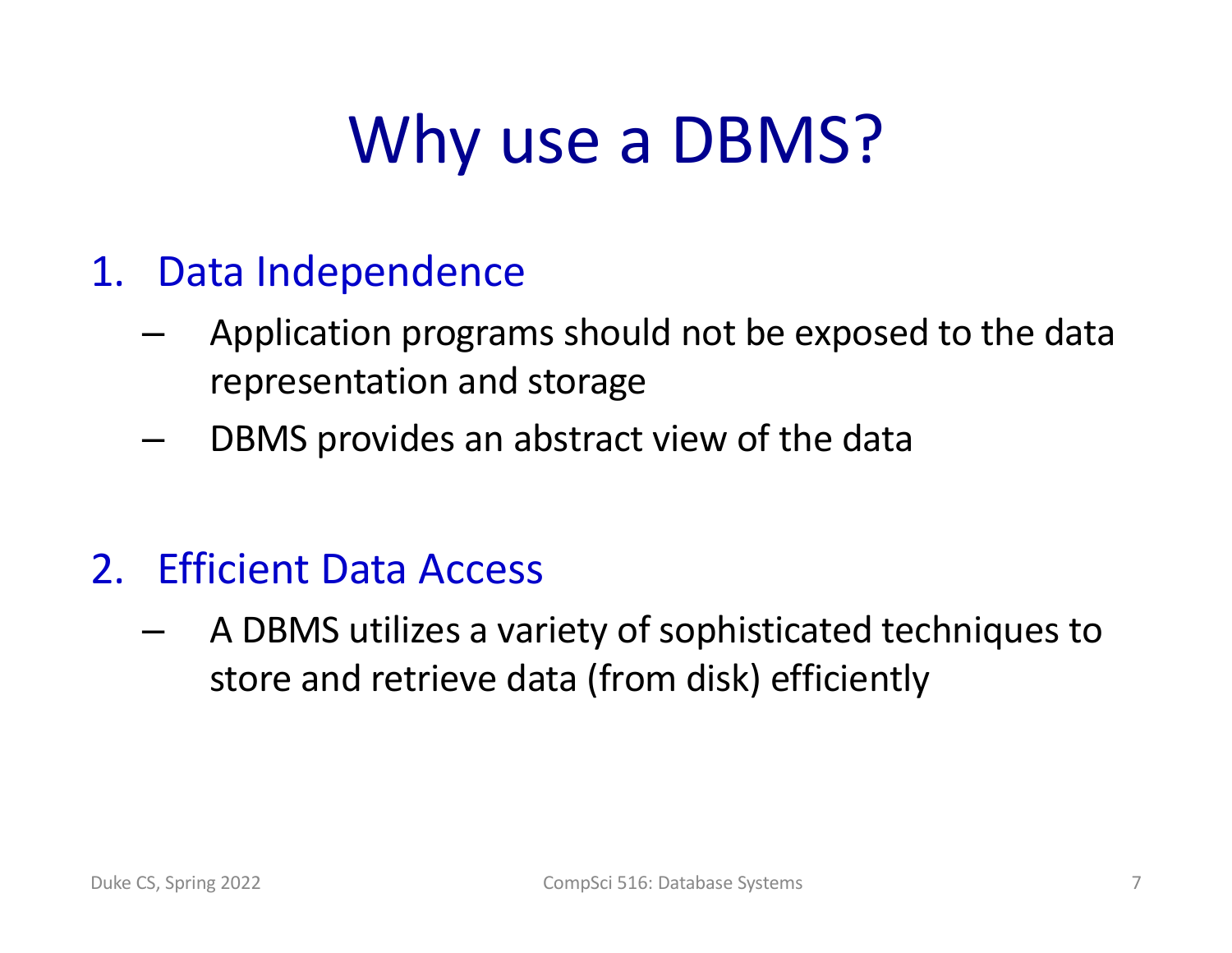# Why use a DBMS?

1. Data Independence
   - Application programs should not be exposed to the data representation and storage
   - DBMS provides an abstract view of the data

2. Efficient Data Access
   - A DBMS utilizes a variety of sophisticated techniques to store and retrieve data (from disk) efficiently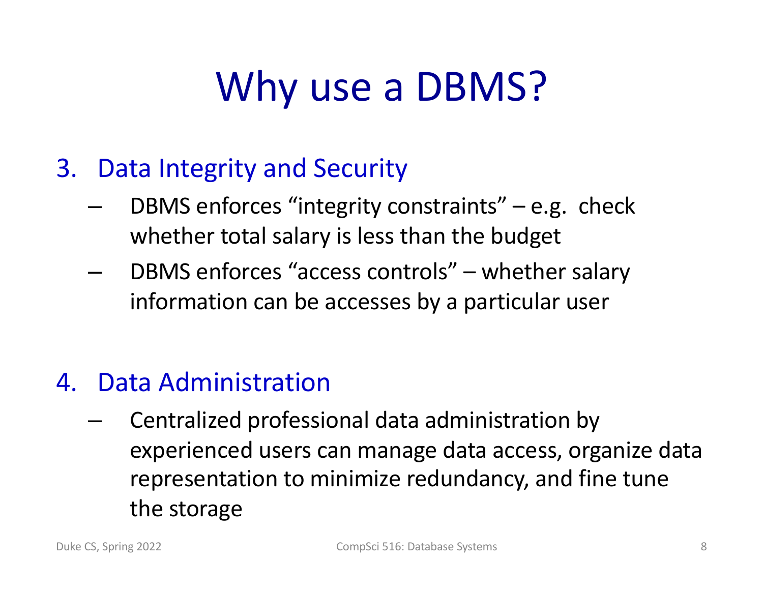# Why use a DBMS?

3. Data Integrity and Security
   - DBMS enforces "integrity constraints" – e.g. check whether total salary is less than the budget
   - DBMS enforces "access controls" – whether salary information can be accesses by a particular user

4. Data Administration
   - Centralized professional data administration by experienced users can manage data access, organize data representation to minimize redundancy, and fine tune the storage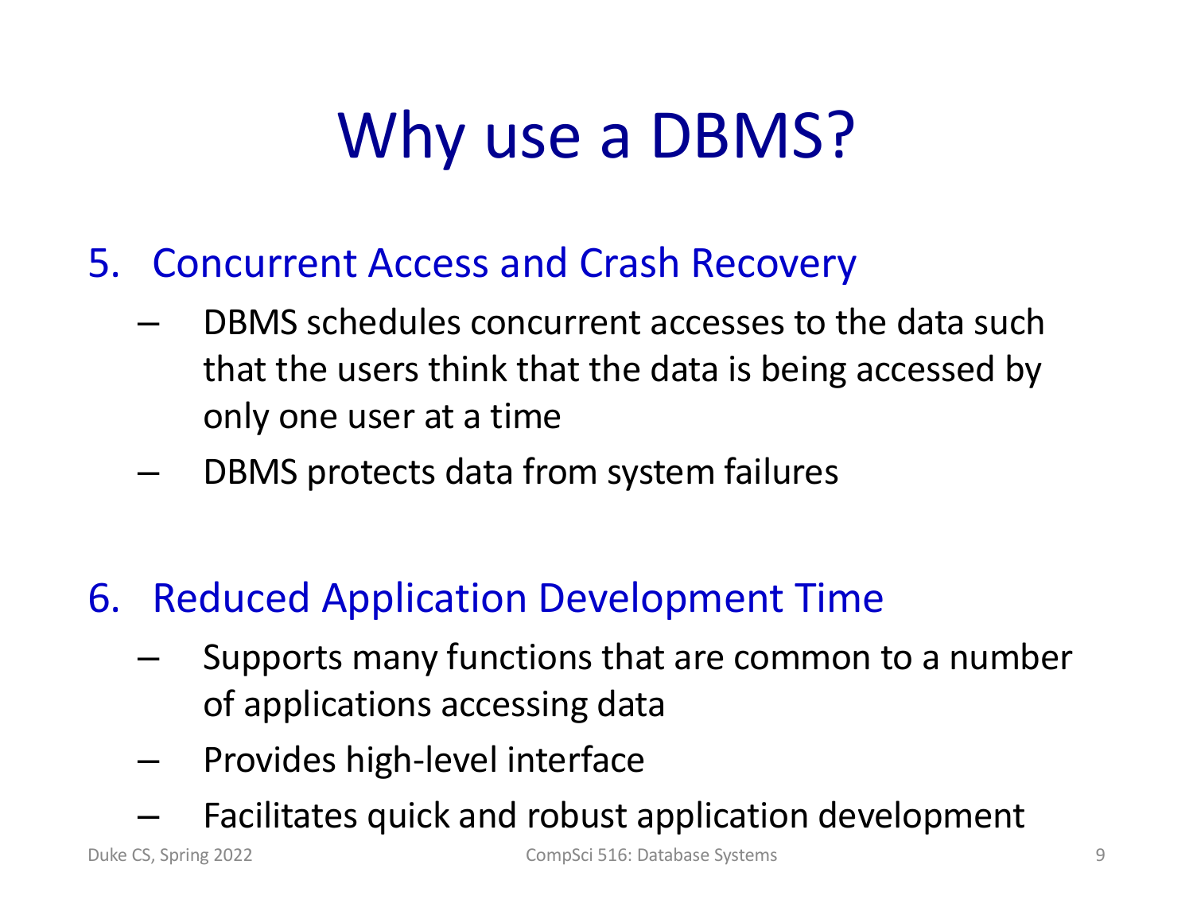# Why use a DBMS?

5. Concurrent Access and Crash Recovery
   - DBMS schedules concurrent accesses to the data such that the users think that the data is being accessed by only one user at a time
   - DBMS protects data from system failures

6. Reduced Application Development Time
   - Supports many functions that are common to a number of applications accessing data
   - Provides high-level interface
   - Facilitates quick and robust application development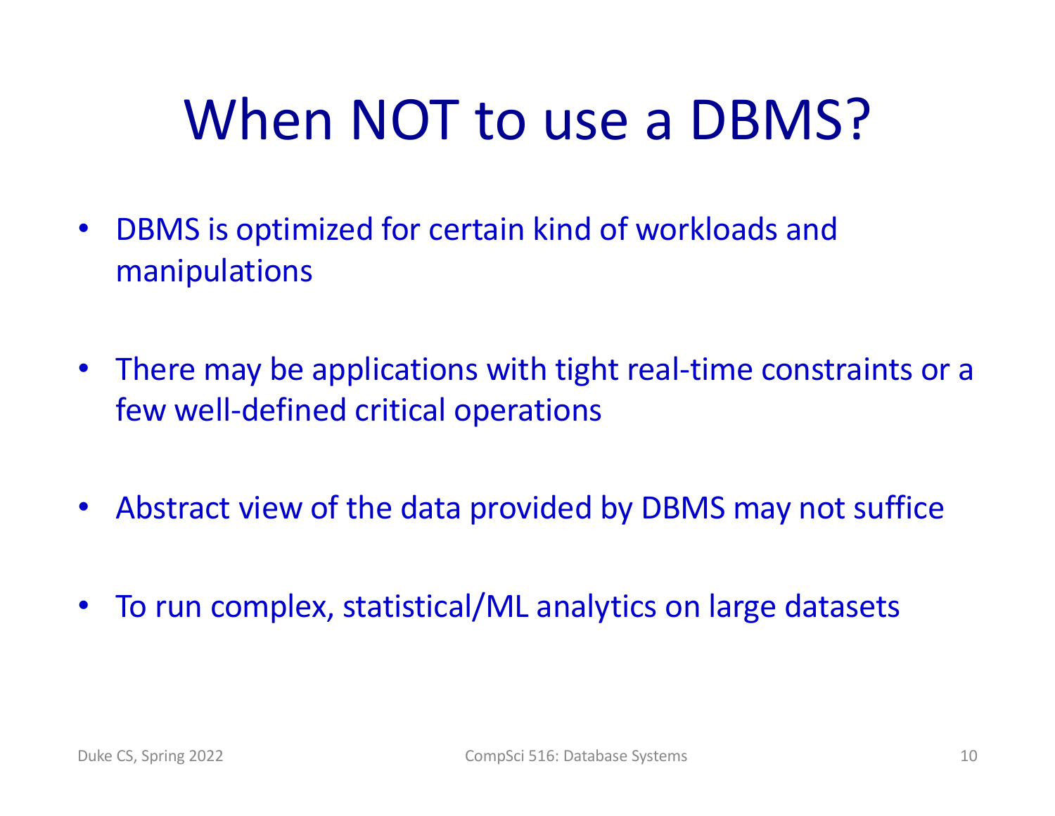# When NOT to use a DBMS?

- DBMS is optimized for certain kind of workloads and manipulations

- There may be applications with tight real-time constraints or a few well-defined critical operations

- Abstract view of the data provided by DBMS may not suffice

- To run complex, statistical/ML analytics on large datasets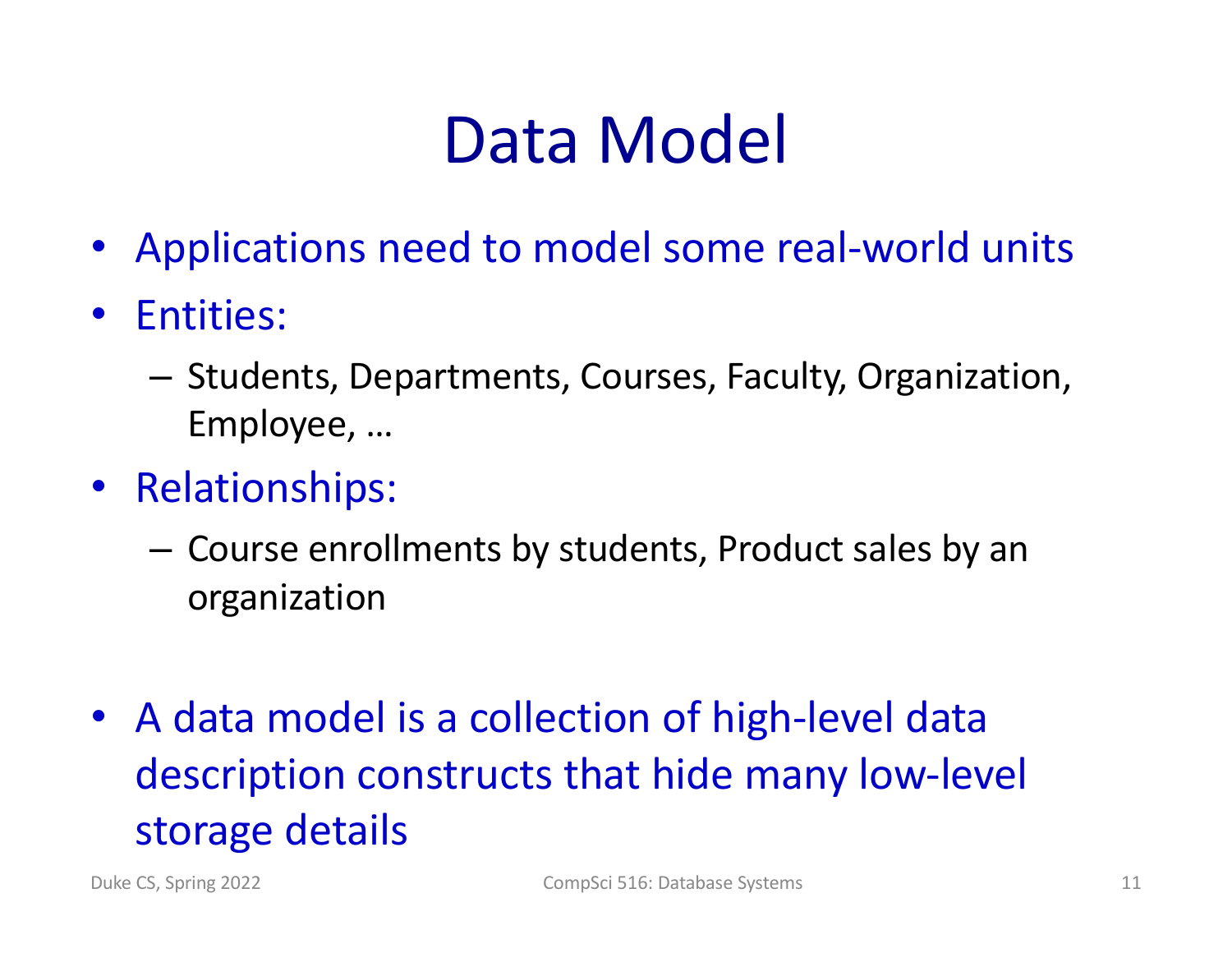# Data Model

- Applications need to model some real-world units
- Entities:
  - Students, Departments, Courses, Faculty, Organization, Employee, …
- Relationships:
  - Course enrollments by students, Product sales by an organization

- A data model is a collection of high-level data description constructs that hide many low-level storage details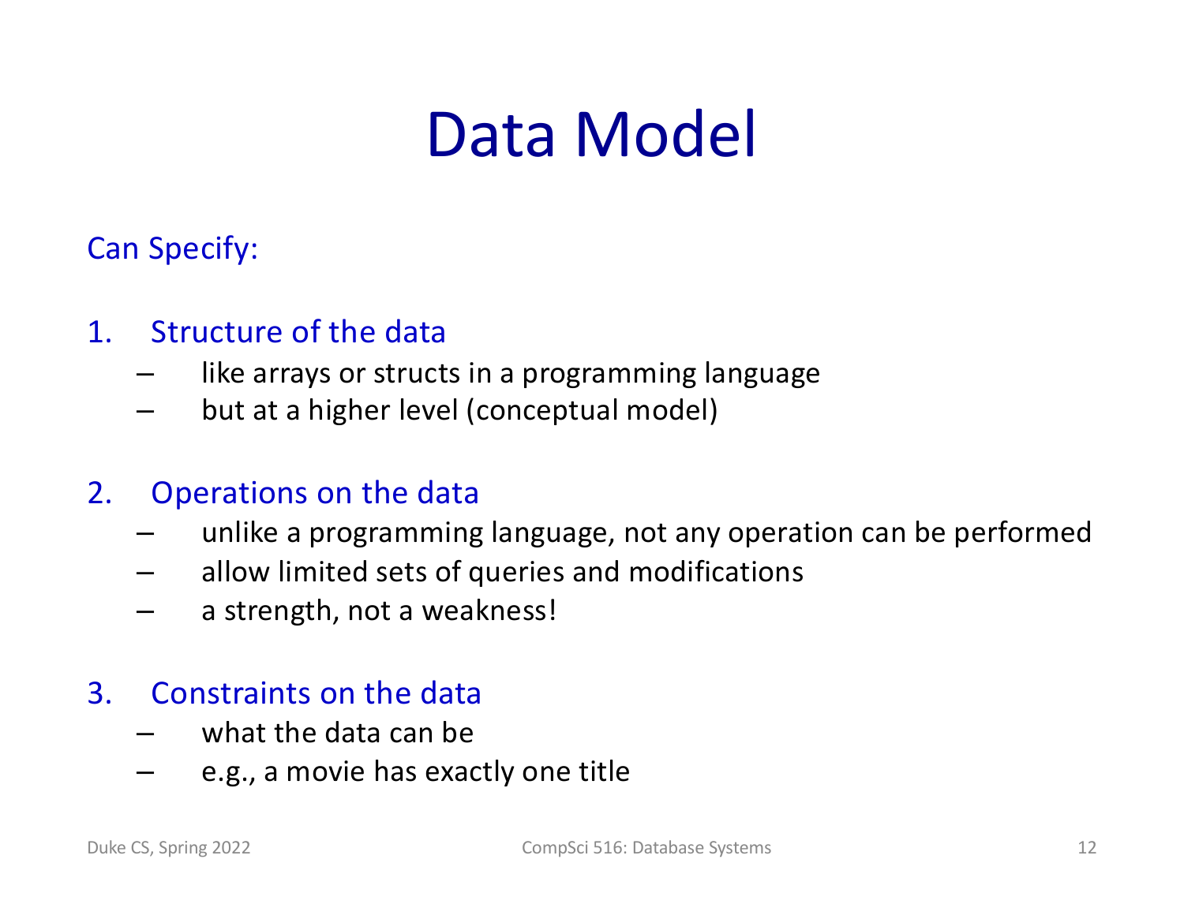# Data Model

Can Specify:

1. Structure of the data
   - like arrays or structs in a programming language
   - but at a higher level (conceptual model)

2. Operations on the data
   - unlike a programming language, not any operation can be performed
   - allow limited sets of queries and modifications
   - a strength, not a weakness!

3. Constraints on the data
   - what the data can be
   - e.g., a movie has exactly one title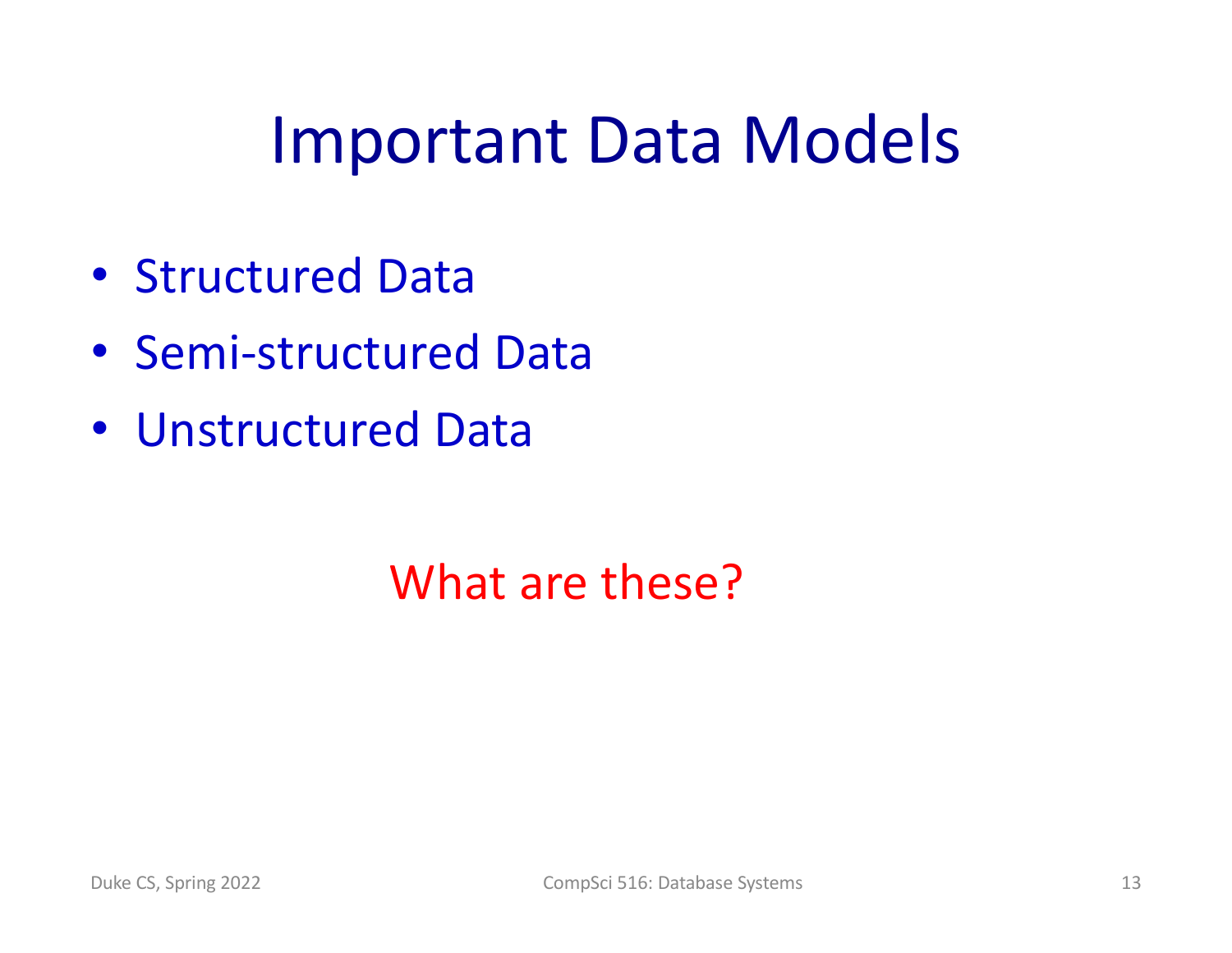# Important Data Models

- Structured Data
- Semi-structured Data
- Unstructured Data

What are these?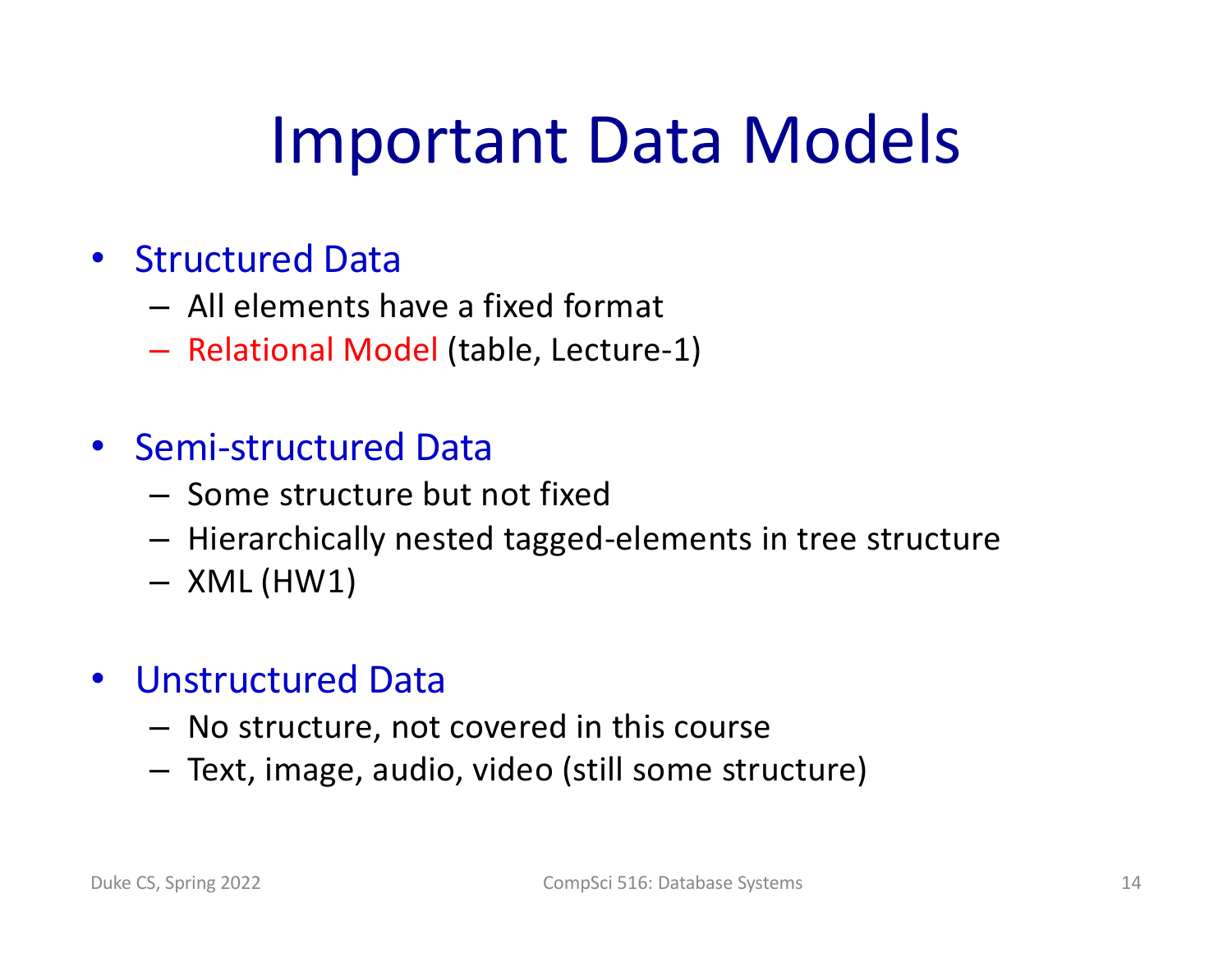# Important Data Models

- Structured Data
  - All elements have a fixed format
  - Relational Model (table, Lecture-1)

- Semi-structured Data
  - Some structure but not fixed
  - Hierarchically nested tagged-elements in tree structure
  - XML (HW1)

- Unstructured Data
  - No structure, not covered in this course
  - Text, image, audio, video (still some structure)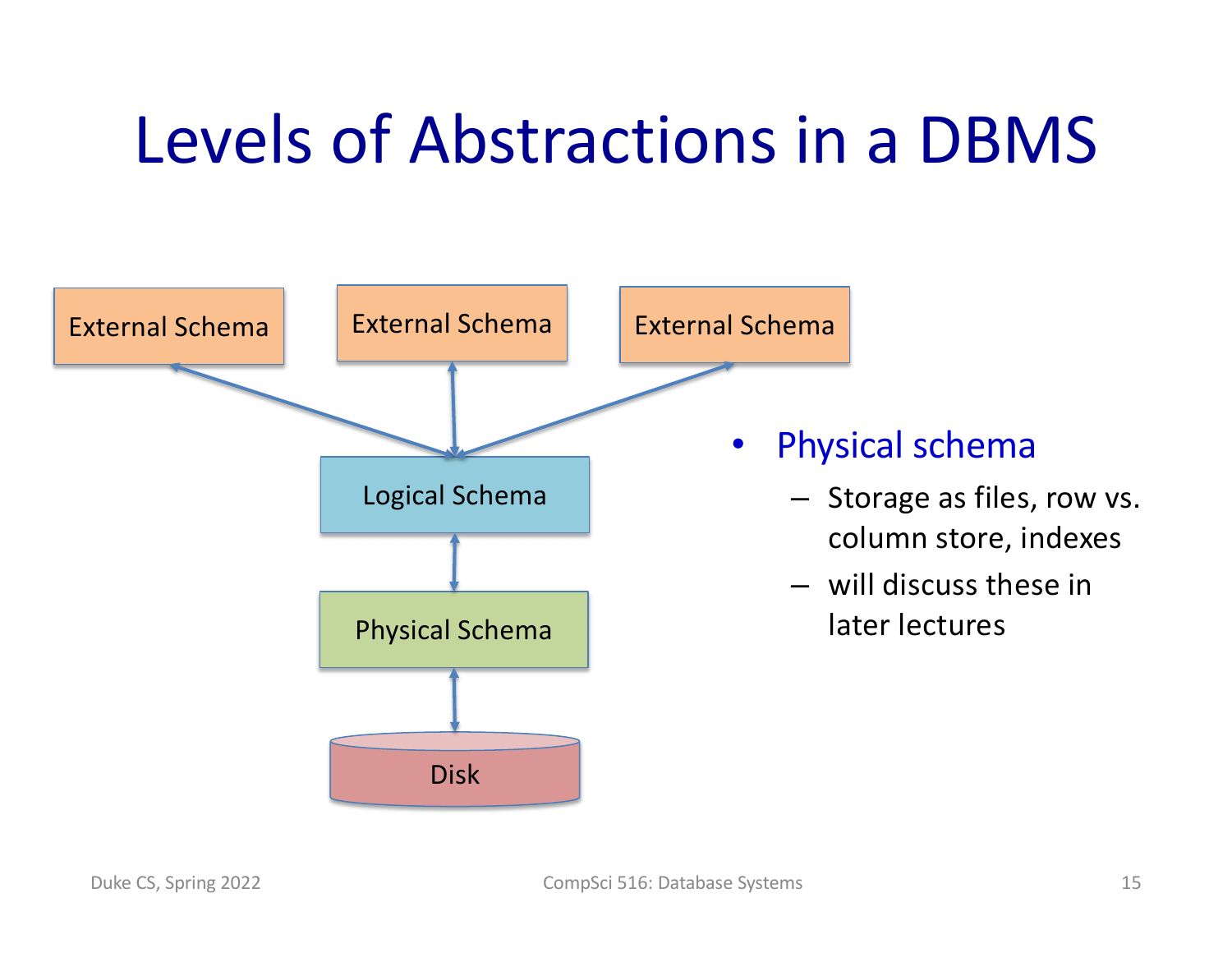# Levels of Abstractions in a DBMS

External Schema | External Schema | External Schema

Logical Schema

Physical Schema

Disk

- Physical schema
  - Storage as files, row vs. column store, indexes
  - will discuss these in later lectures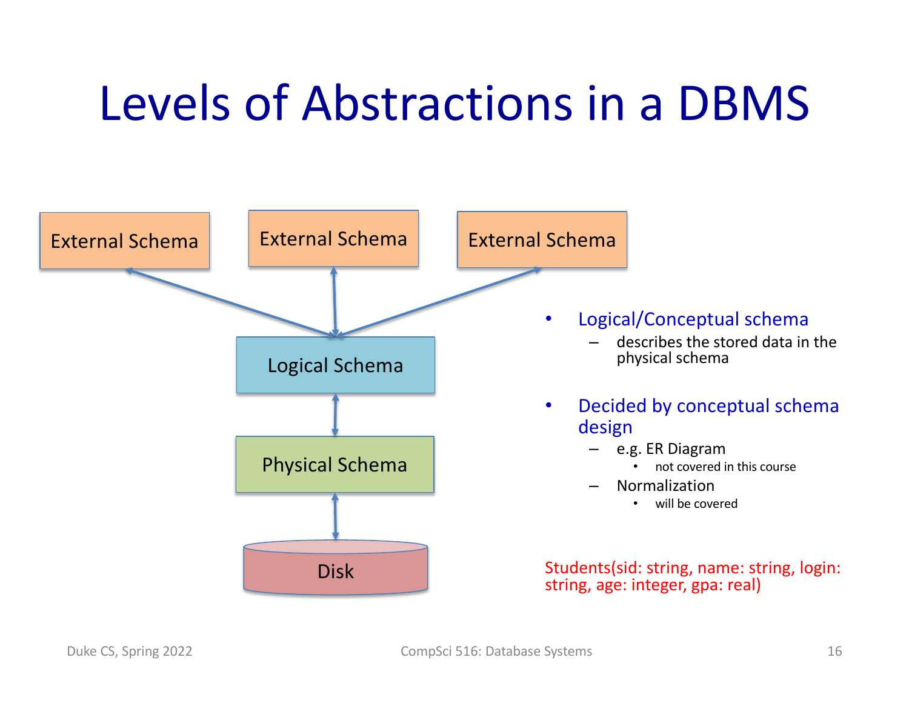# Levels of Abstractions in a DBMS

External Schema

External Schema

External Schema

Logical Schema

Physical Schema

Disk

- Logical/Conceptual schema
  - describes the stored data in the physical schema
- Decided by conceptual schema design
  - e.g. ER Diagram
    - not covered in this course
  - Normalization
    - will be covered

Students(sid: string, name: string, login: string, age: integer, gpa: real)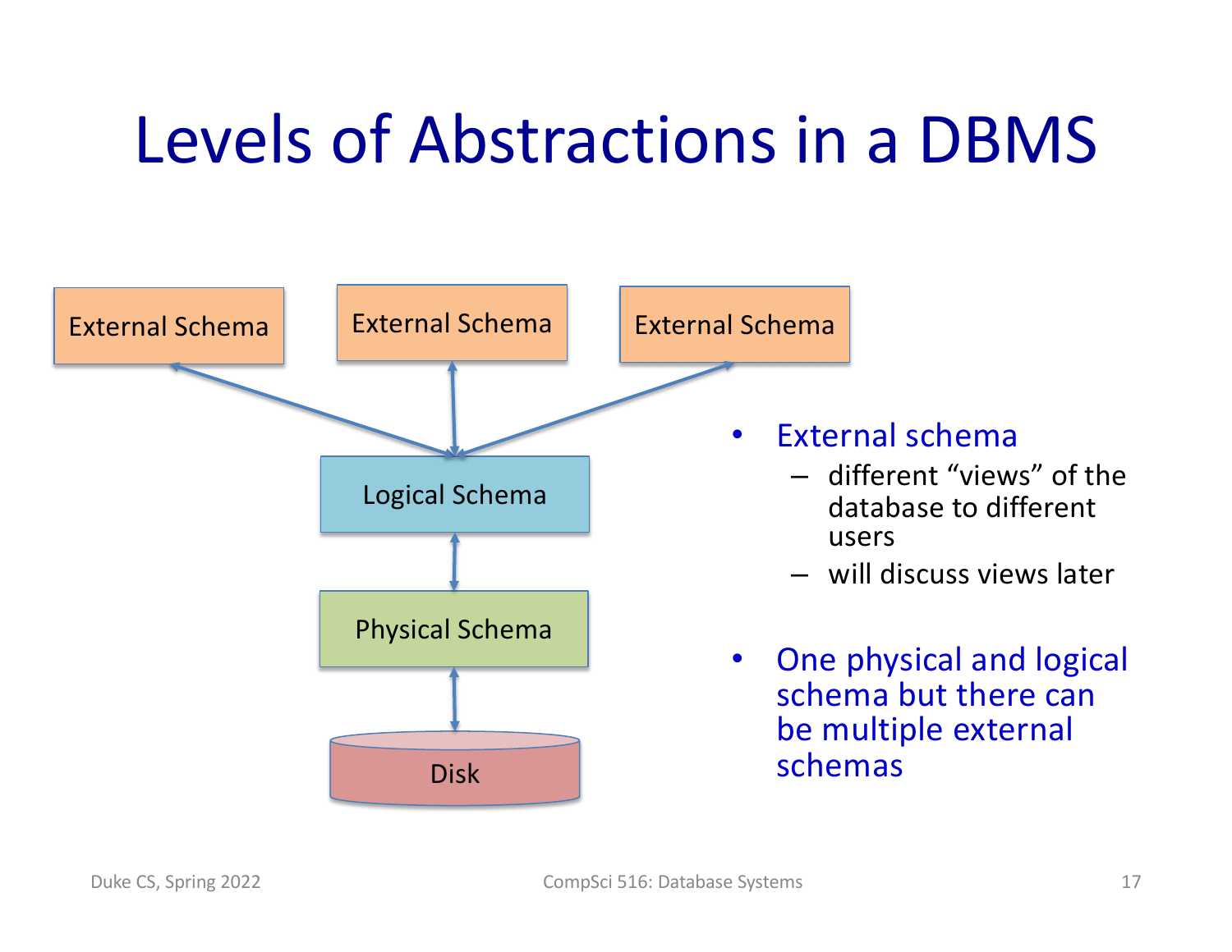# Levels of Abstractions in a DBMS

External Schema | External Schema | External Schema

Logical Schema

Physical Schema

Disk

- External schema
  - different "views" of the database to different users
  - will discuss views later
- One physical and logical schema but there can be multiple external schemas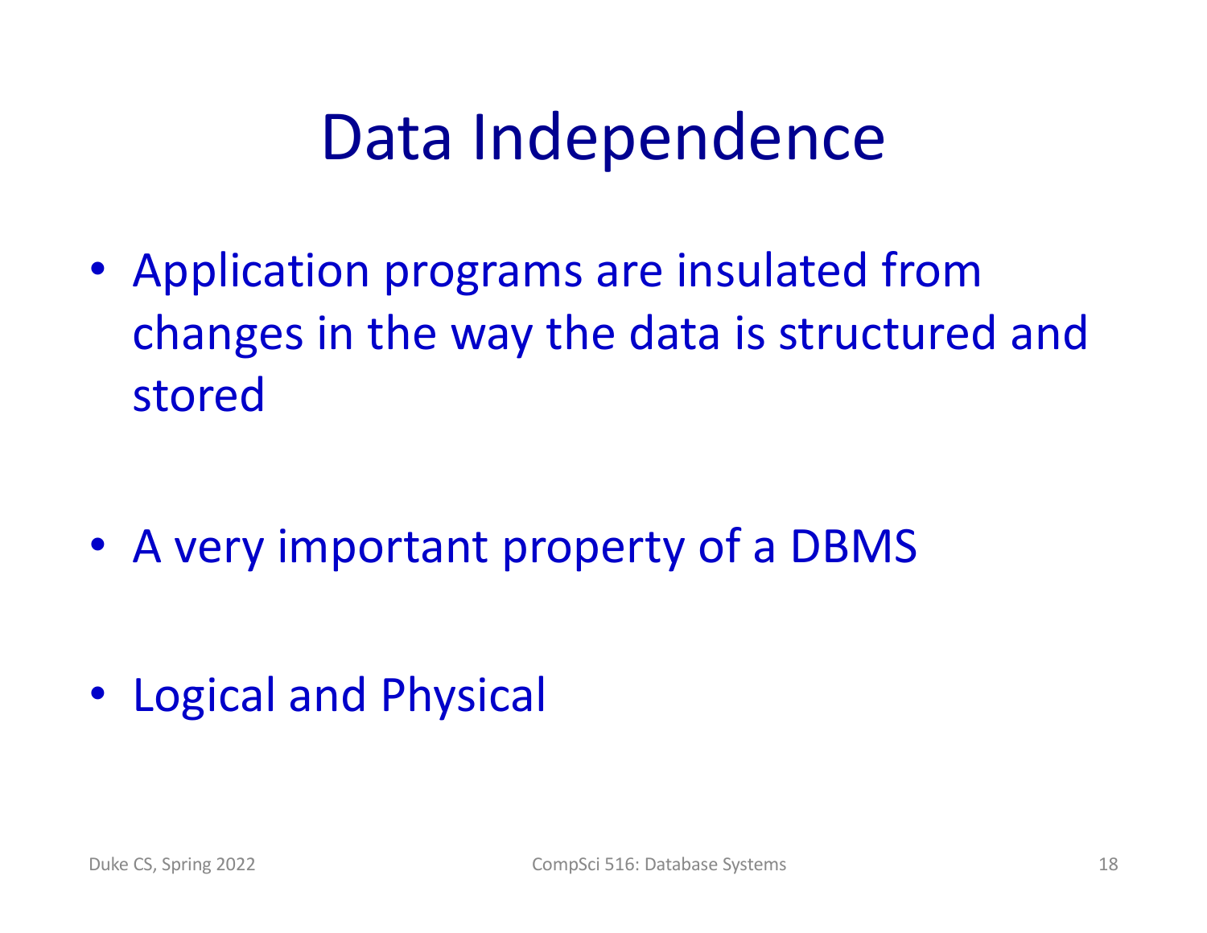# Data Independence

- Application programs are insulated from changes in the way the data is structured and stored
- A very important property of a DBMS
- Logical and Physical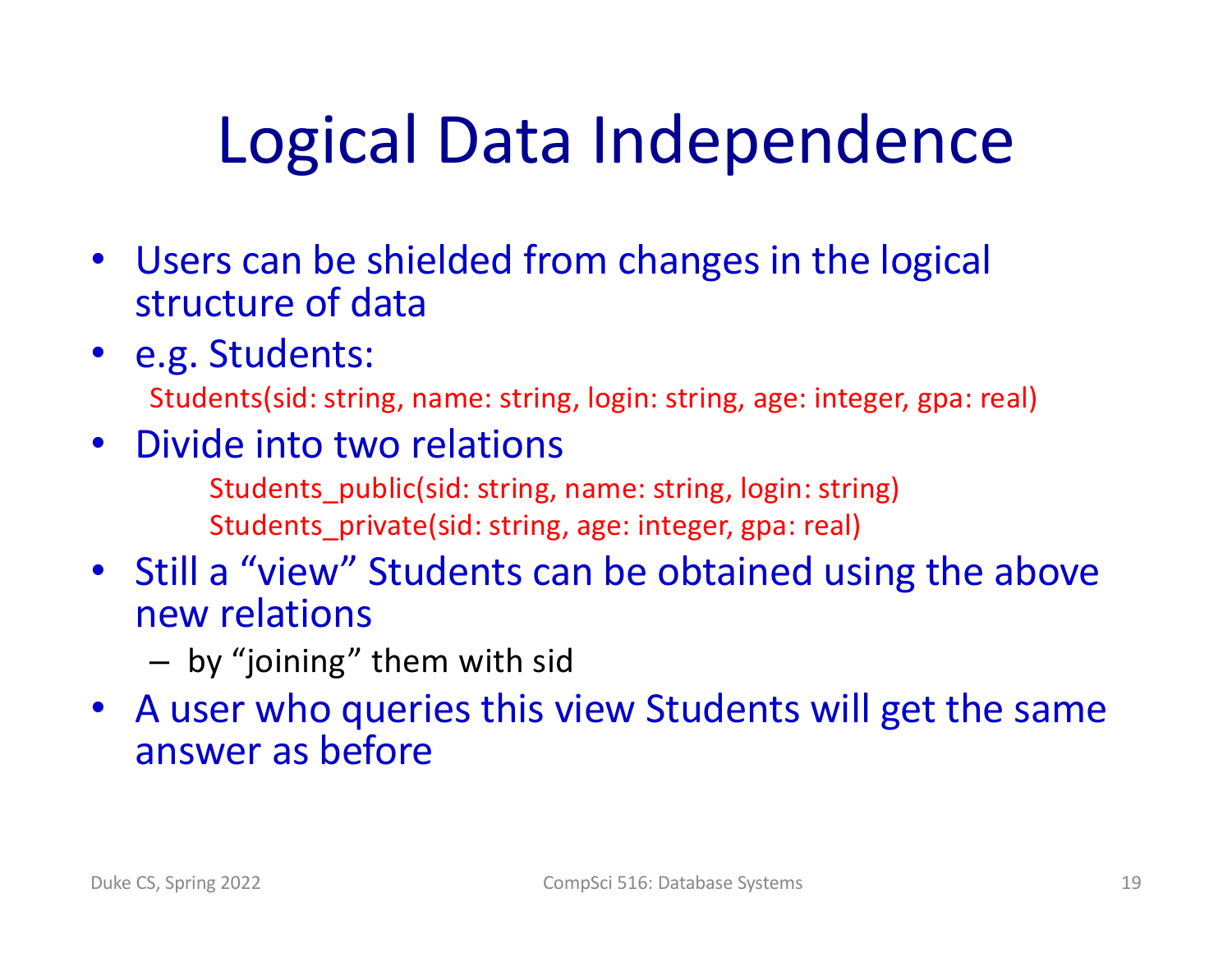# Logical Data Independence

- Users can be shielded from changes in the logical structure of data
- e.g. Students:
  Students(sid: string, name: string, login: string, age: integer, gpa: real)
- Divide into two relations
  Students_public(sid: string, name: string, login: string)
  Students_private(sid: string, age: integer, gpa: real)
- Still a "view" Students can be obtained using the above new relations
  - by "joining" them with sid
- A user who queries this view Students will get the same answer as before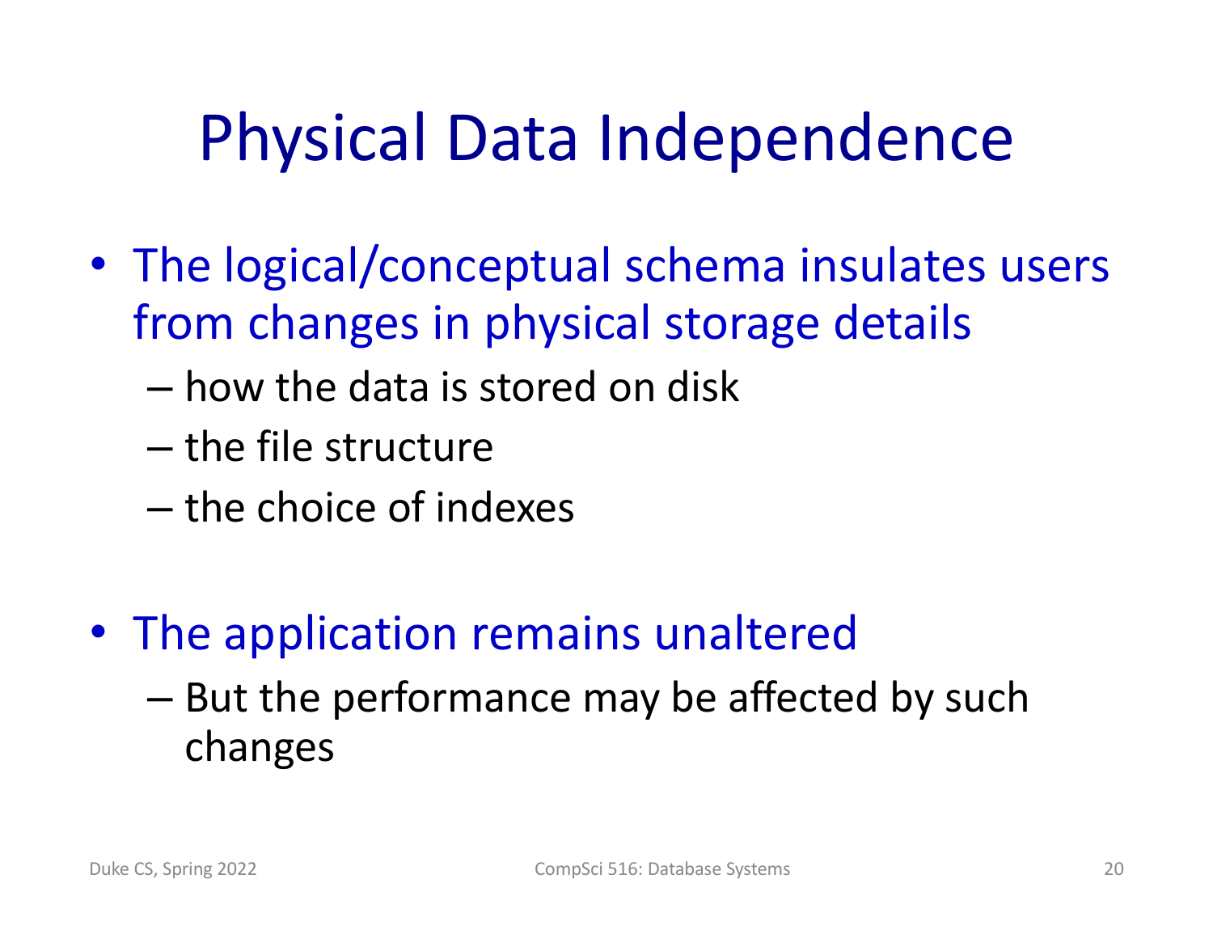# Physical Data Independence

- The logical/conceptual schema insulates users from changes in physical storage details
  - how the data is stored on disk
  - the file structure
  - the choice of indexes

- The application remains unaltered
  - But the performance may be affected by such changes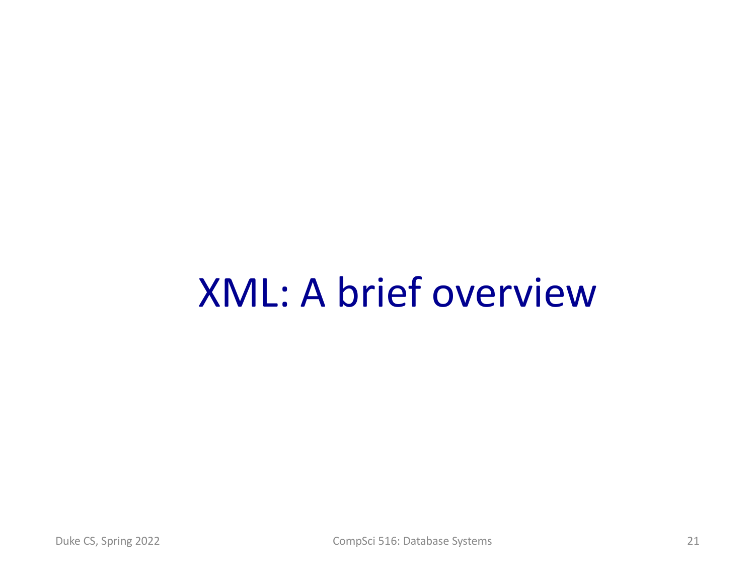# XML: A brief overview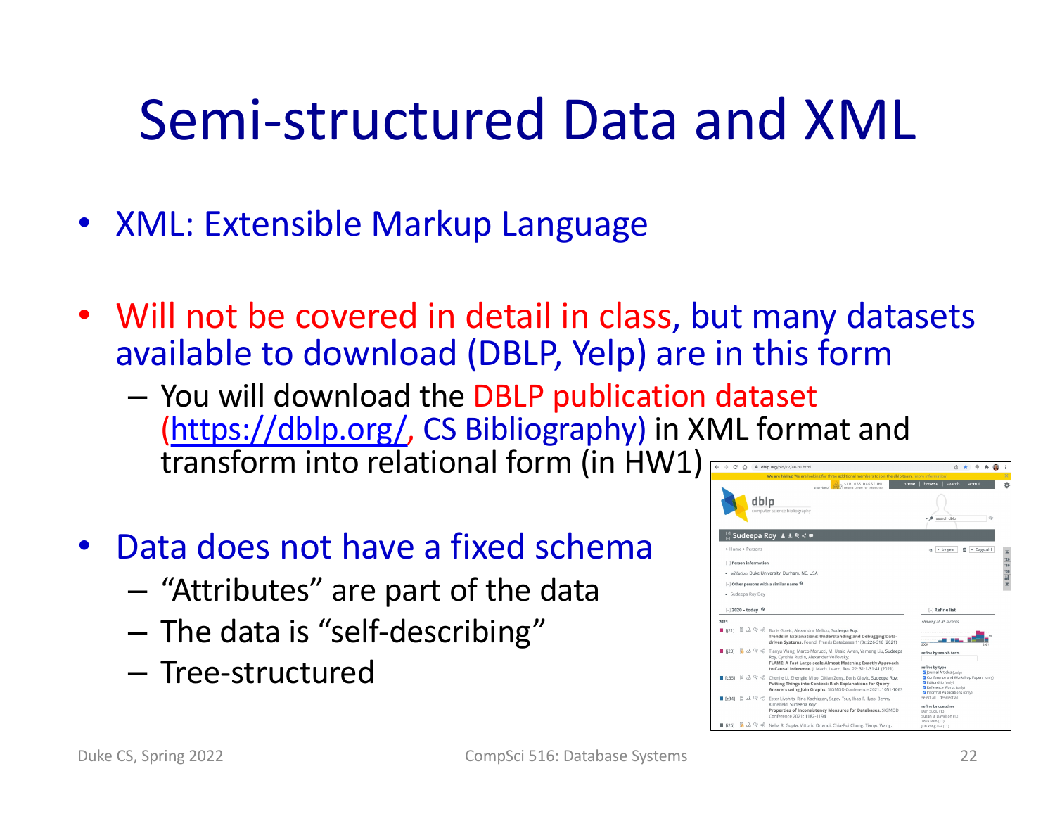# Semi-structured Data and XML

- XML: Extensible Markup Language
- Will not be covered in detail in class, but many datasets available to download (DBLP, Yelp) are in this form
  - You will download the DBLP publication dataset (https://dblp.org/, CS Bibliography) in XML format and transform into relational form (in HW1)
- Data does not have a fixed schema
  - "Attributes" are part of the data
  - The data is "self-describing"
  - Tree-structured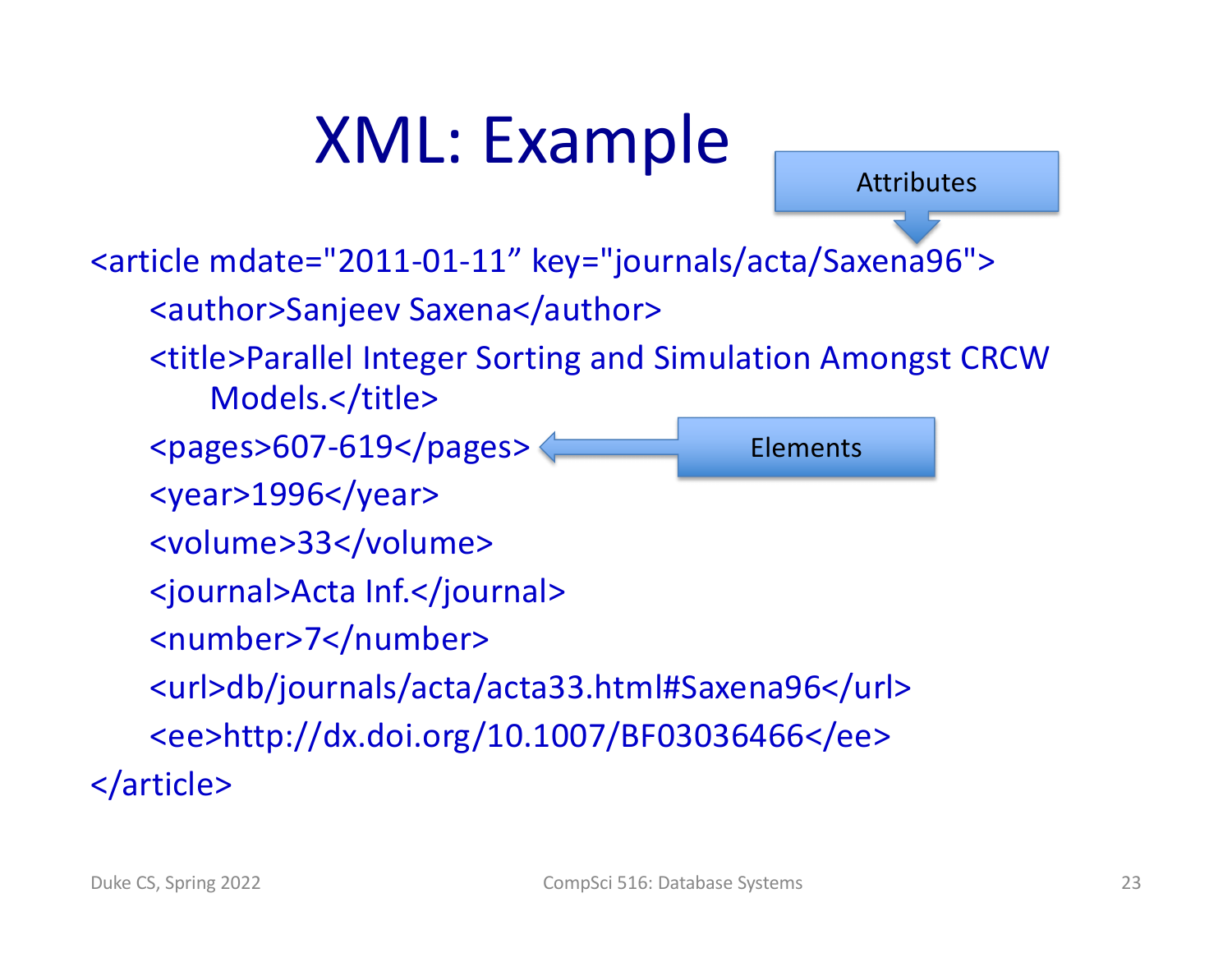# XML: Example

Attributes

```
<article mdate="2011-01-11” key="journals/acta/Saxena96">
    <author>Sanjeev Saxena</author>
    <title>Parallel Integer Sorting and Simulation Amongst CRCW
        Models.</title>
    <pages>607-619</pages>
    <year>1996</year>
    <volume>33</volume>
    <journal>Acta Inf.</journal>
    <number>7</number>
    <url>db/journals/acta/acta33.html#Saxena96</url>
    <ee>http://dx.doi.org/10.1007/BF03036466</ee>
</article>
```

Elements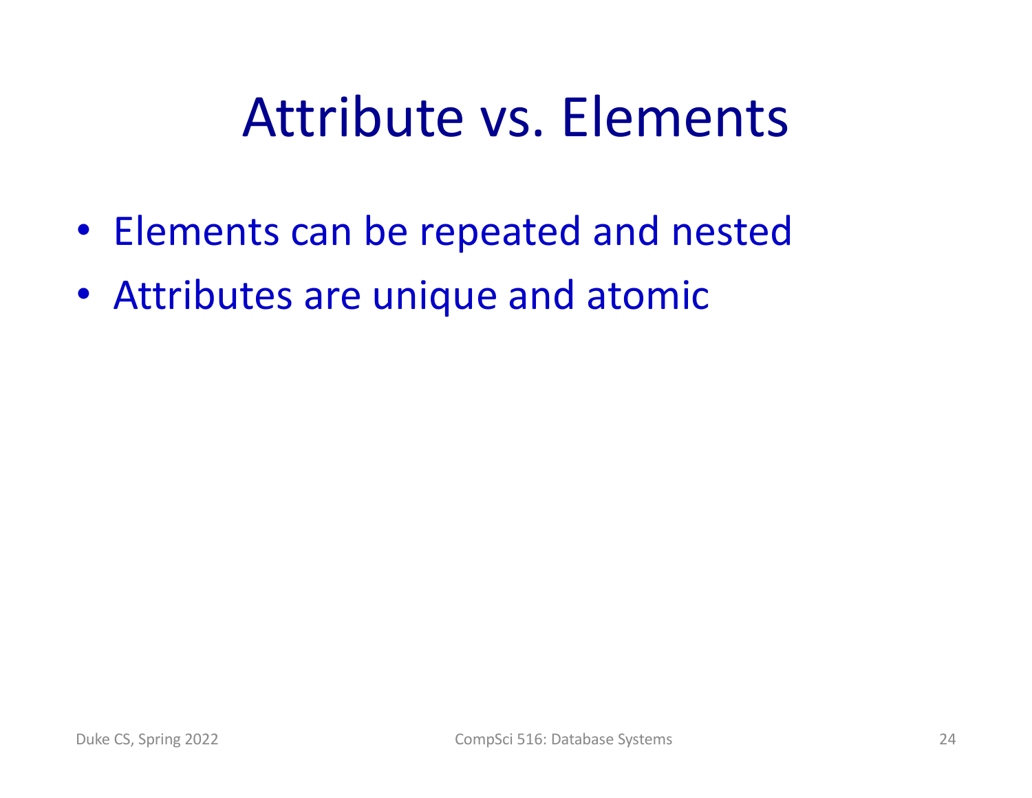# Attribute vs. Elements

- Elements can be repeated and nested
- Attributes are unique and atomic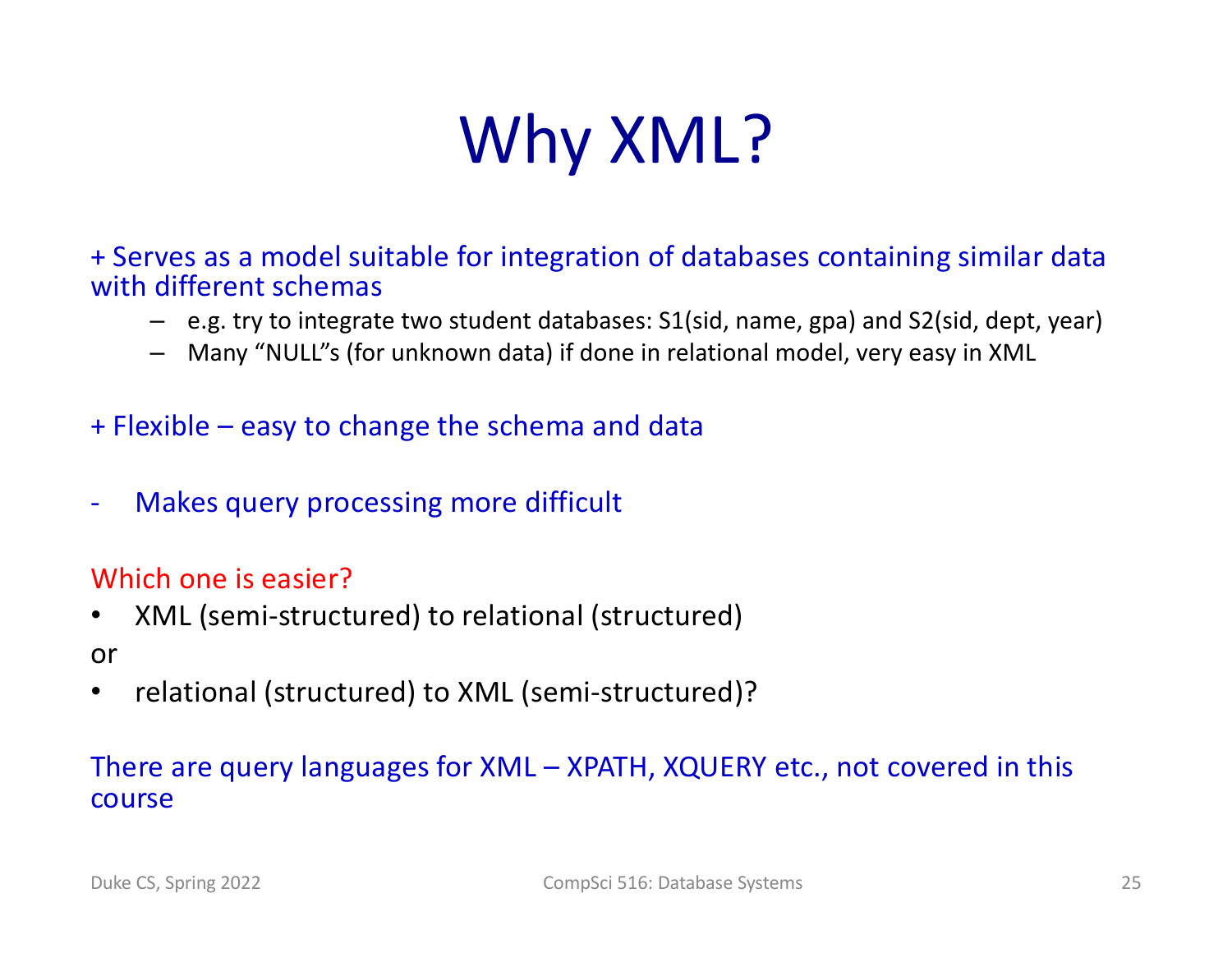# Why XML?

+ Serves as a model suitable for integration of databases containing similar data with different schemas

  - e.g. try to integrate two student databases: S1(sid, name, gpa) and S2(sid, dept, year)
  - Many "NULL"s (for unknown data) if done in relational model, very easy in XML

+ Flexible – easy to change the schema and data

- Makes query processing more difficult

Which one is easier?

- XML (semi-structured) to relational (structured)

or

- relational (structured) to XML (semi-structured)?

There are query languages for XML – XPATH, XQUERY etc., not covered in this course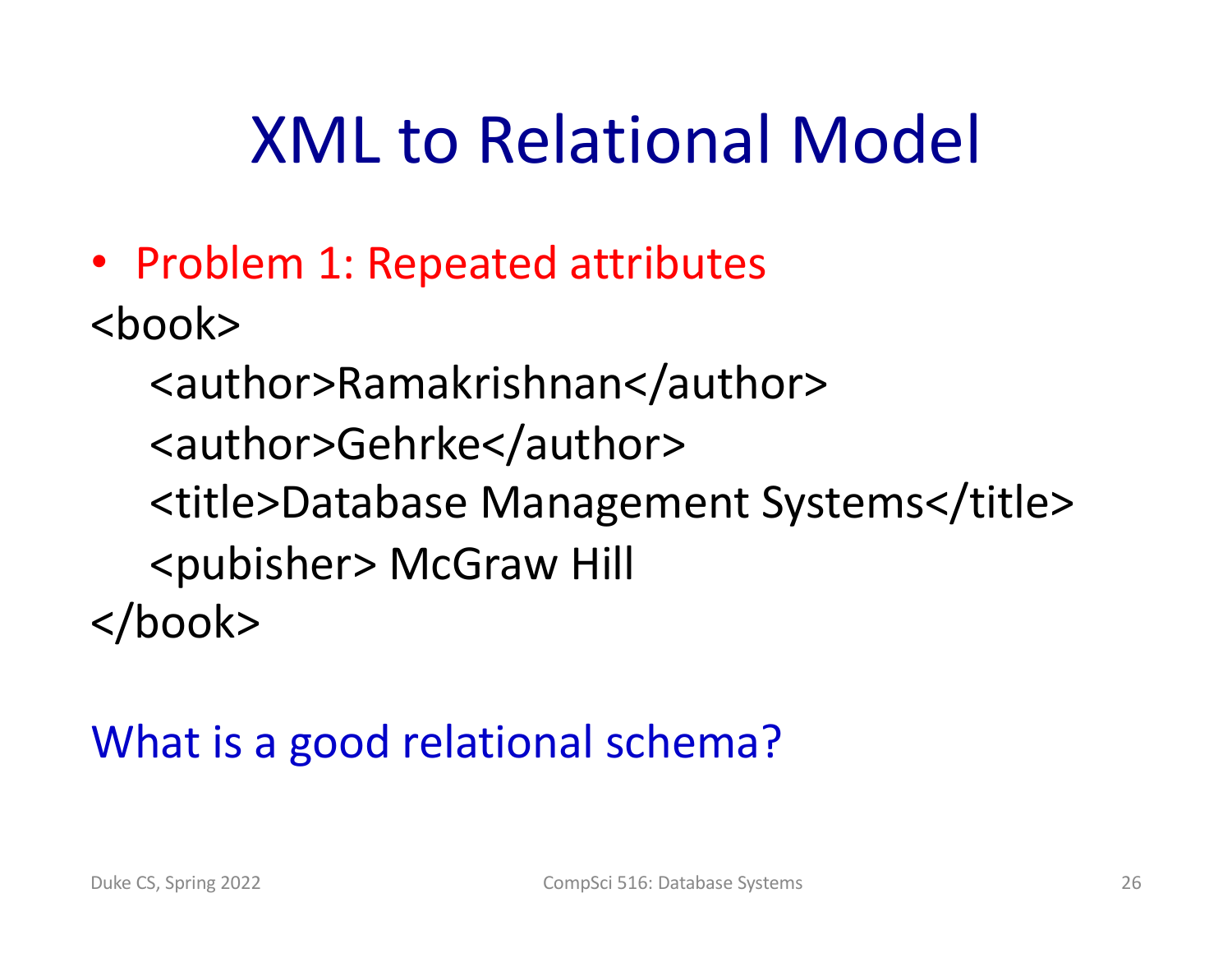# XML to Relational Model

- Problem 1: Repeated attributes

```
<book>
   <author>Ramakrishnan</author>
   <author>Gehrke</author>
   <title>Database Management Systems</title>
   <pubisher> McGraw Hill
</book>
```

What is a good relational schema?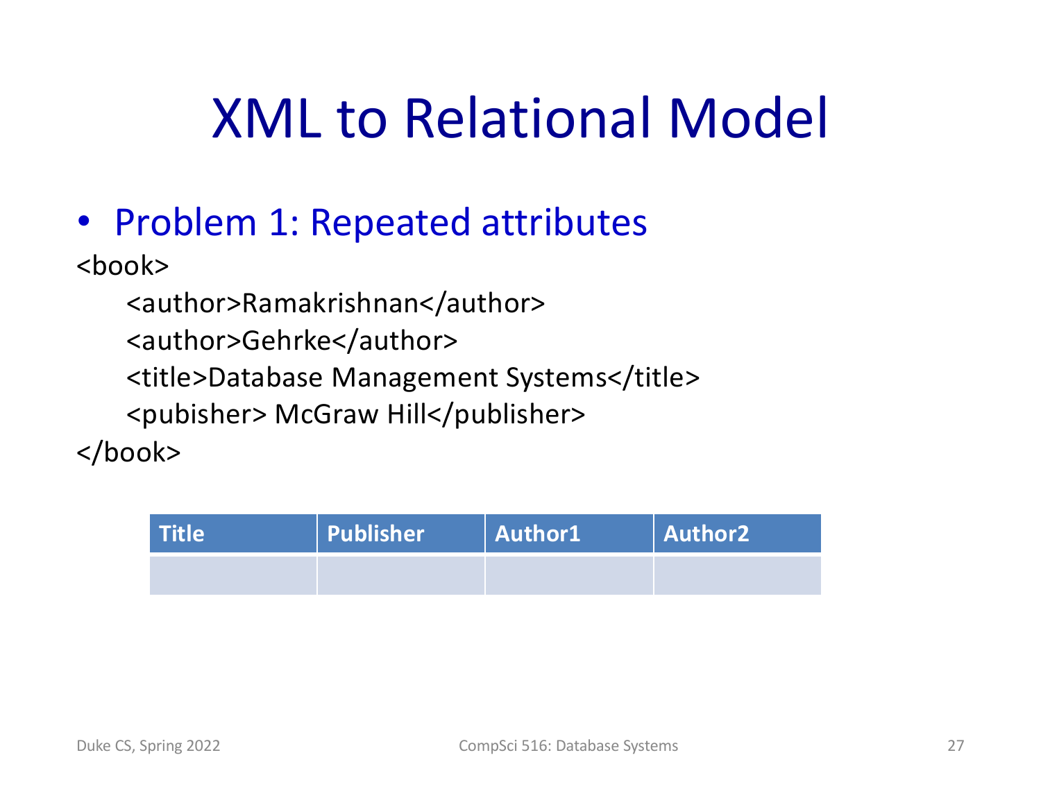# XML to Relational Model

- Problem 1: Repeated attributes

```
<book>
    <author>Ramakrishnan</author>
    <author>Gehrke</author>
    <title>Database Management Systems</title>
    <pubisher> McGraw Hill</publisher>
</book>
```

| Title | Publisher | Author1 | Author2 |
|---|---|---|---|
| | | | |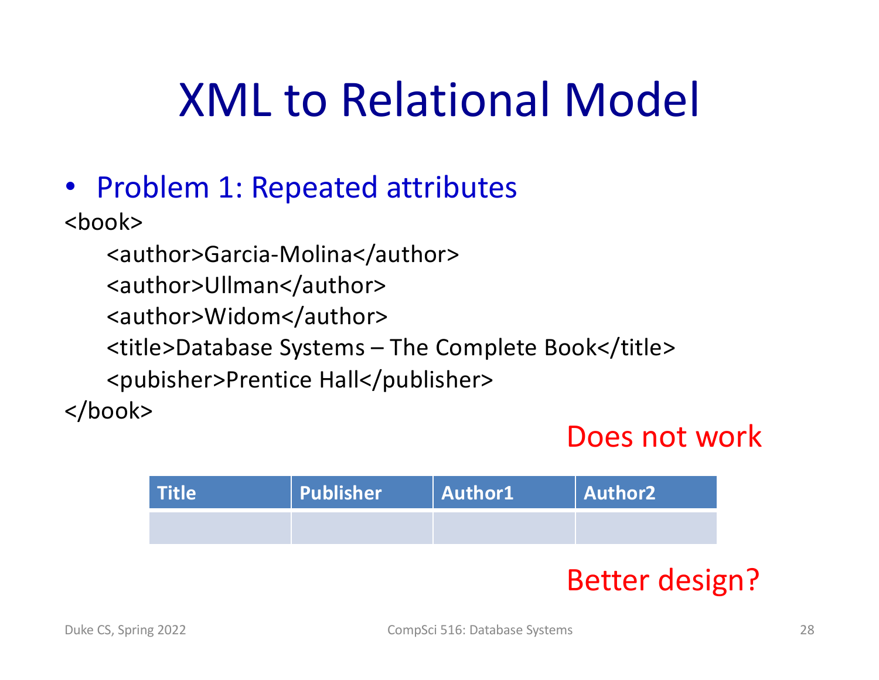# XML to Relational Model

- Problem 1: Repeated attributes

```
<book>
    <author>Garcia-Molina</author>
    <author>Ullman</author>
    <author>Widom</author>
    <title>Database Systems – The Complete Book</title>
    <pubisher>Prentice Hall</publisher>
</book>
```

Does not work

| Title | Publisher | Author1 | Author2 |
| --- | --- | --- | --- |
| | | | |

Better design?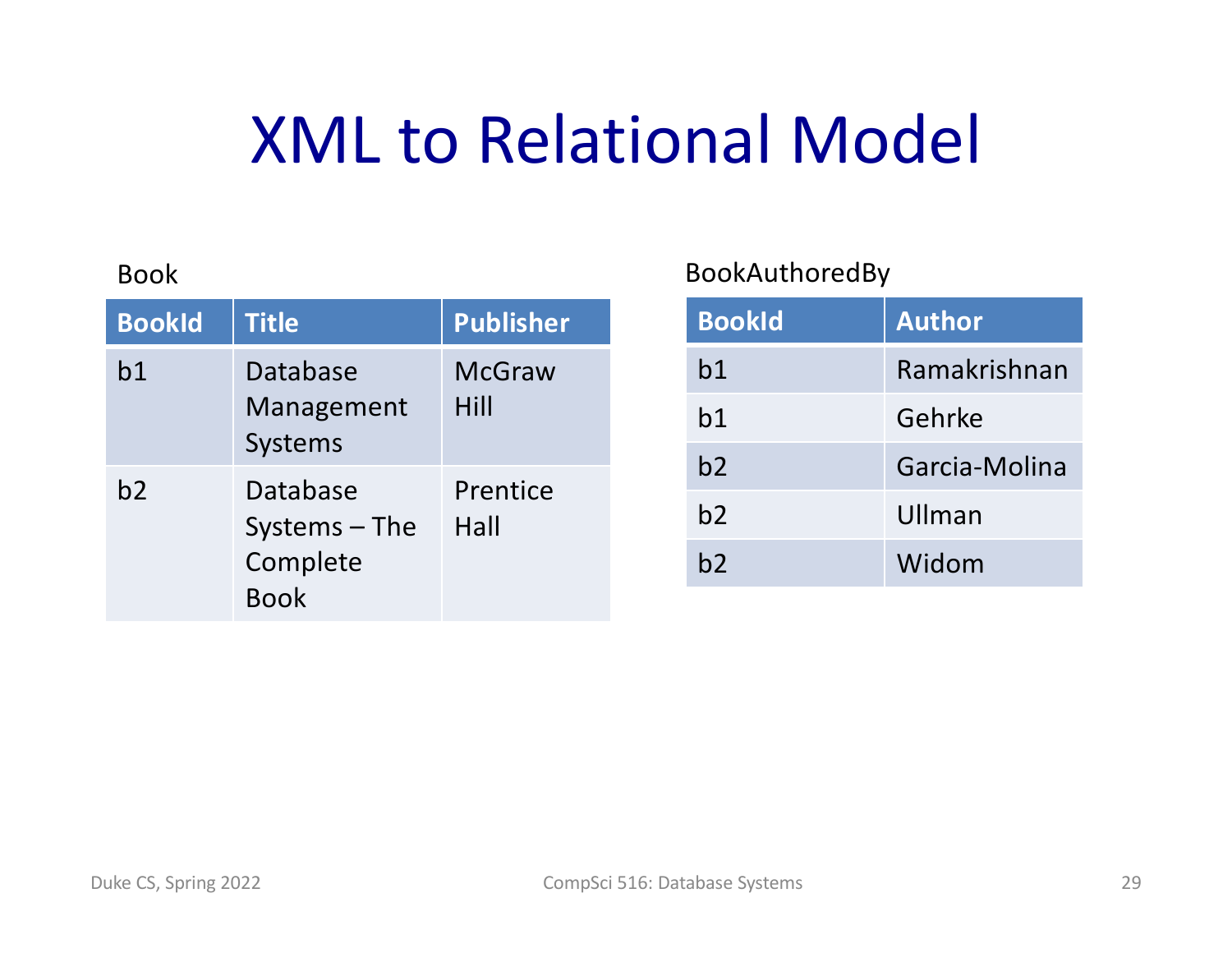# XML to Relational Model

Book

| BookId | Title | Publisher |
| --- | --- | --- |
| b1 | Database Management Systems | McGraw Hill |
| b2 | Database Systems – The Complete Book | Prentice Hall |

BookAuthoredBy

| BookId | Author |
| --- | --- |
| b1 | Ramakrishnan |
| b1 | Gehrke |
| b2 | Garcia-Molina |
| b2 | Ullman |
| b2 | Widom |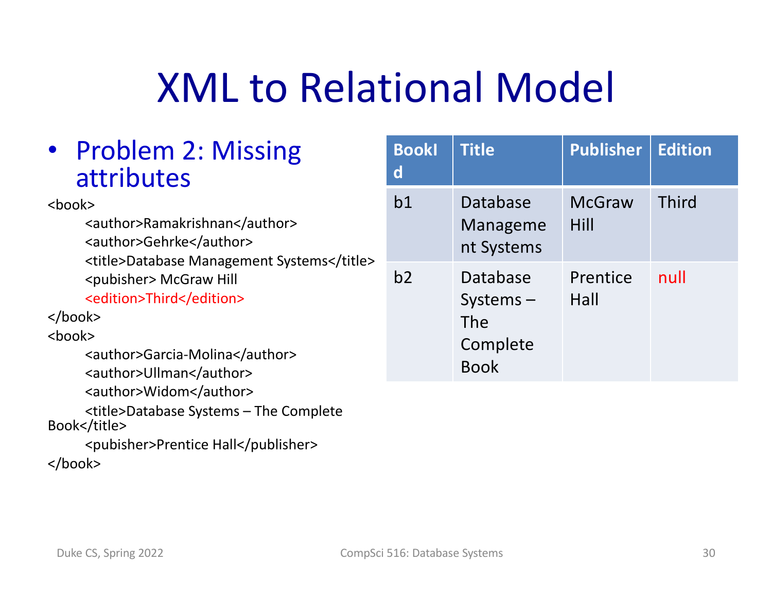# XML to Relational Model

- Problem 2: Missing attributes

```
<book>
    <author>Ramakrishnan</author>
    <author>Gehrke</author>
    <title>Database Management Systems</title>
    <pubisher> McGraw Hill
    <edition>Third</edition>
</book>
<book>
    <author>Garcia-Molina</author>
    <author>Ullman</author>
    <author>Widom</author>
    <title>Database Systems – The Complete Book</title>
    <pubisher>Prentice Hall</publisher>
</book>
```

| BookId | Title | Publisher | Edition |
|---|---|---|---|
| b1 | Database Management Systems | McGraw Hill | Third |
| b2 | Database Systems – The Complete Book | Prentice Hall | null |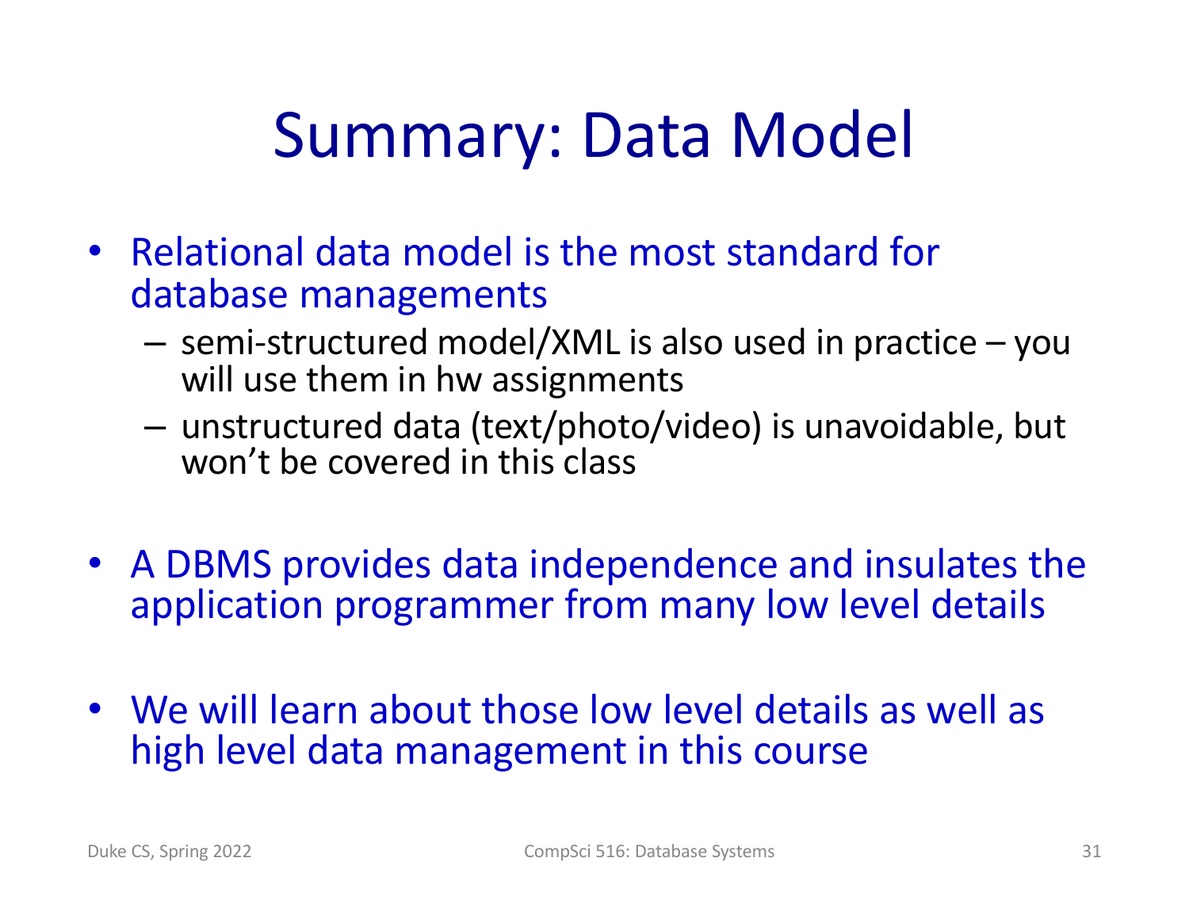# Summary: Data Model

- Relational data model is the most standard for database managements
  - semi-structured model/XML is also used in practice – you will use them in hw assignments
  - unstructured data (text/photo/video) is unavoidable, but won't be covered in this class

- A DBMS provides data independence and insulates the application programmer from many low level details

- We will learn about those low level details as well as high level data management in this course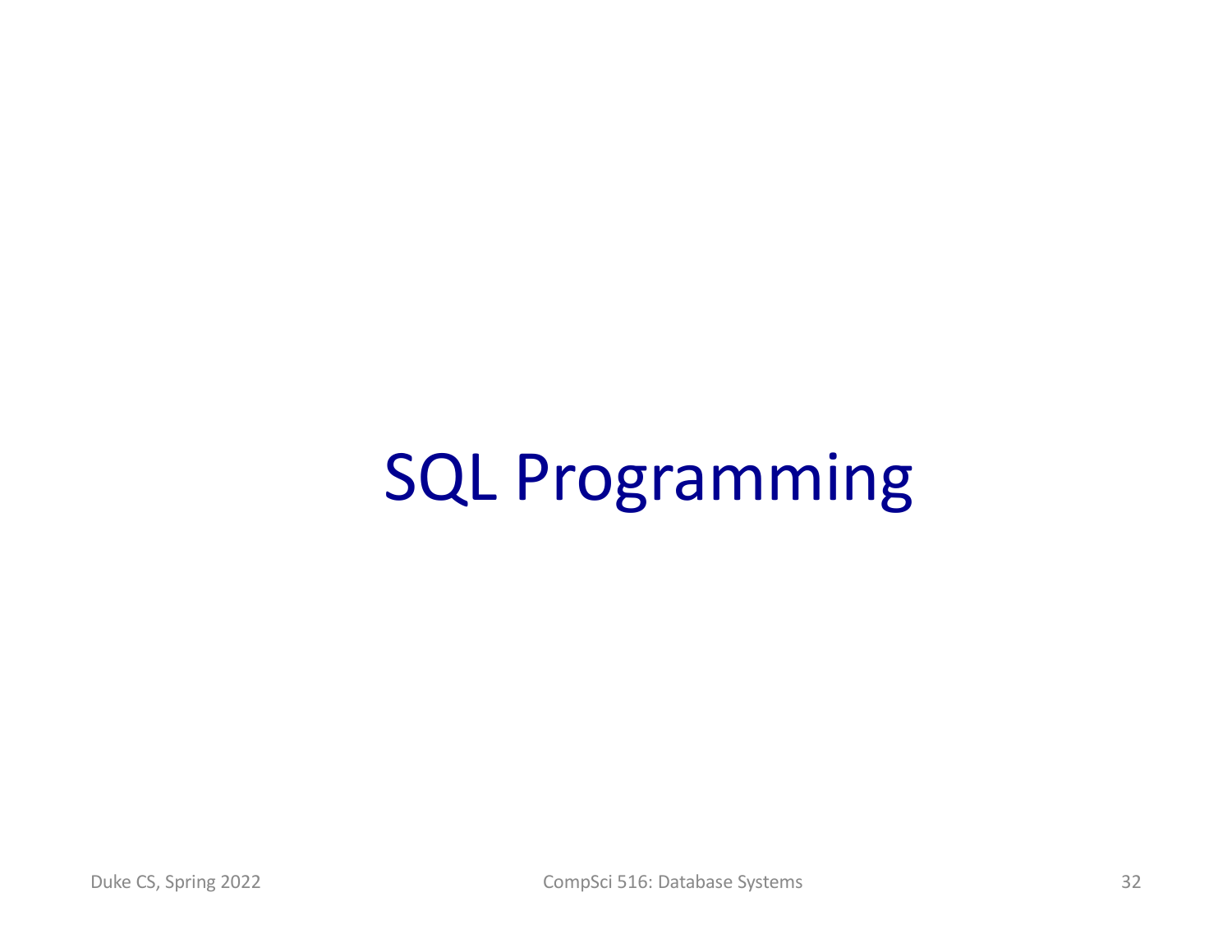# SQL Programming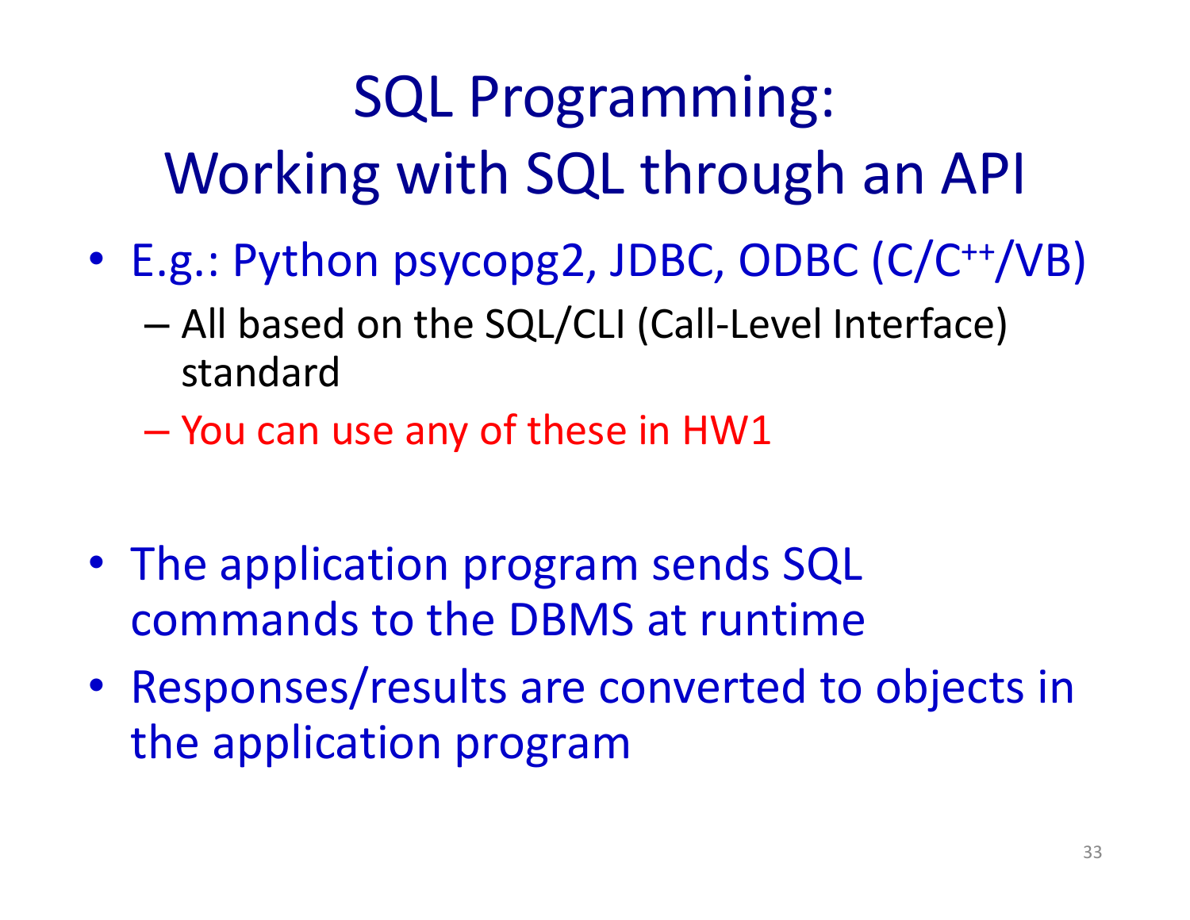# SQL Programming: Working with SQL through an API

- E.g.: Python psycopg2, JDBC, ODBC (C/C++/VB)
  - All based on the SQL/CLI (Call-Level Interface) standard
  - You can use any of these in HW1

- The application program sends SQL commands to the DBMS at runtime
- Responses/results are converted to objects in the application program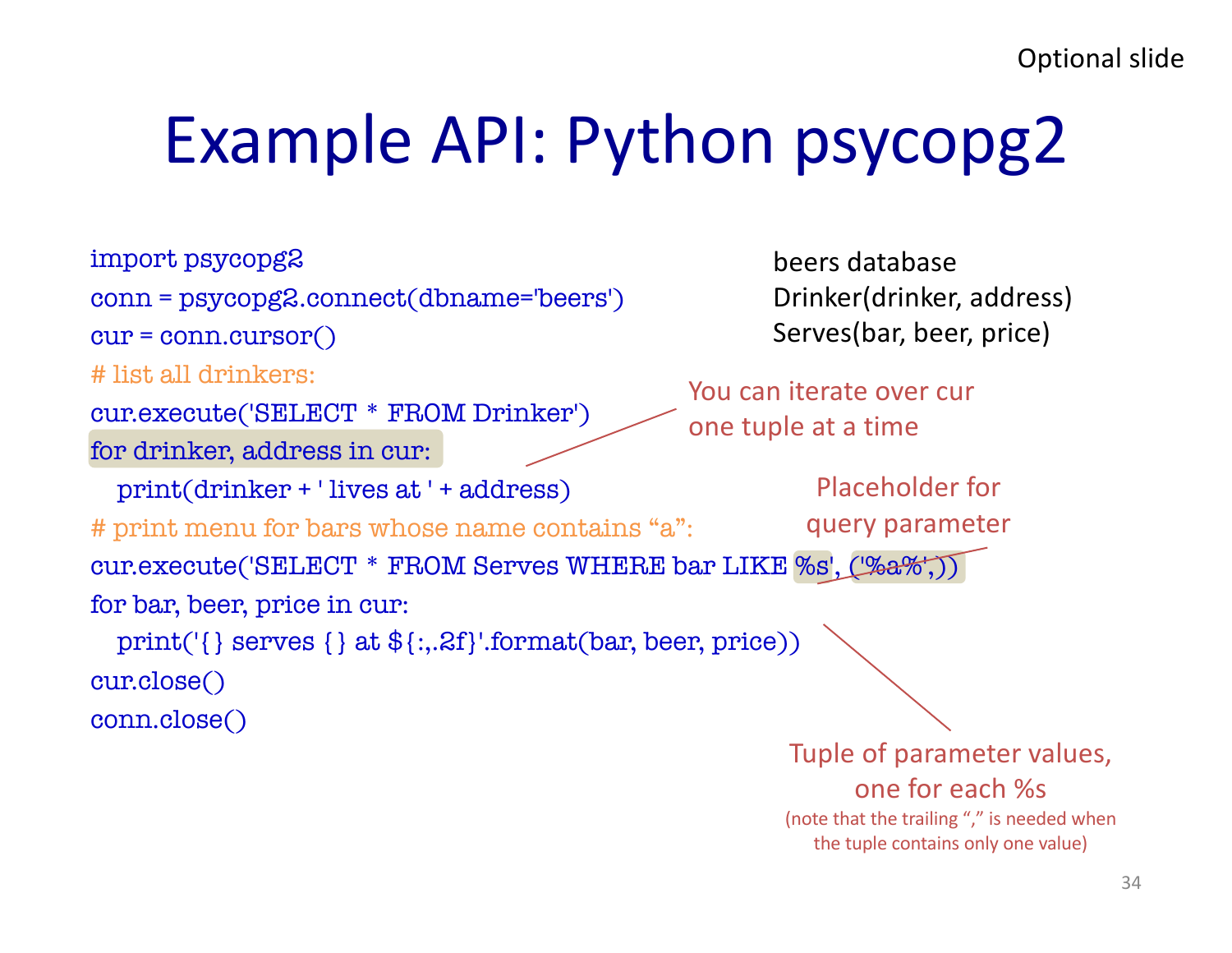Optional slide

# Example API: Python psycopg2

```
import psycopg2
conn = psycopg2.connect(dbname='beers')
cur = conn.cursor()
# list all drinkers:
cur.execute('SELECT * FROM Drinker')
for drinker, address in cur:
    print(drinker + ' lives at ' + address)
# print menu for bars whose name contains "a":
cur.execute('SELECT * FROM Serves WHERE bar LIKE %s', ('%a%',))
for bar, beer, price in cur:
    print('{} serves {} at ${:,.2f}'.format(bar, beer, price))
cur.close()
conn.close()
```

beers database
Drinker(drinker, address)
Serves(bar, beer, price)

You can iterate over cur one tuple at a time

Placeholder for query parameter

Tuple of parameter values, one for each %s
(note that the trailing "," is needed when the tuple contains only one value)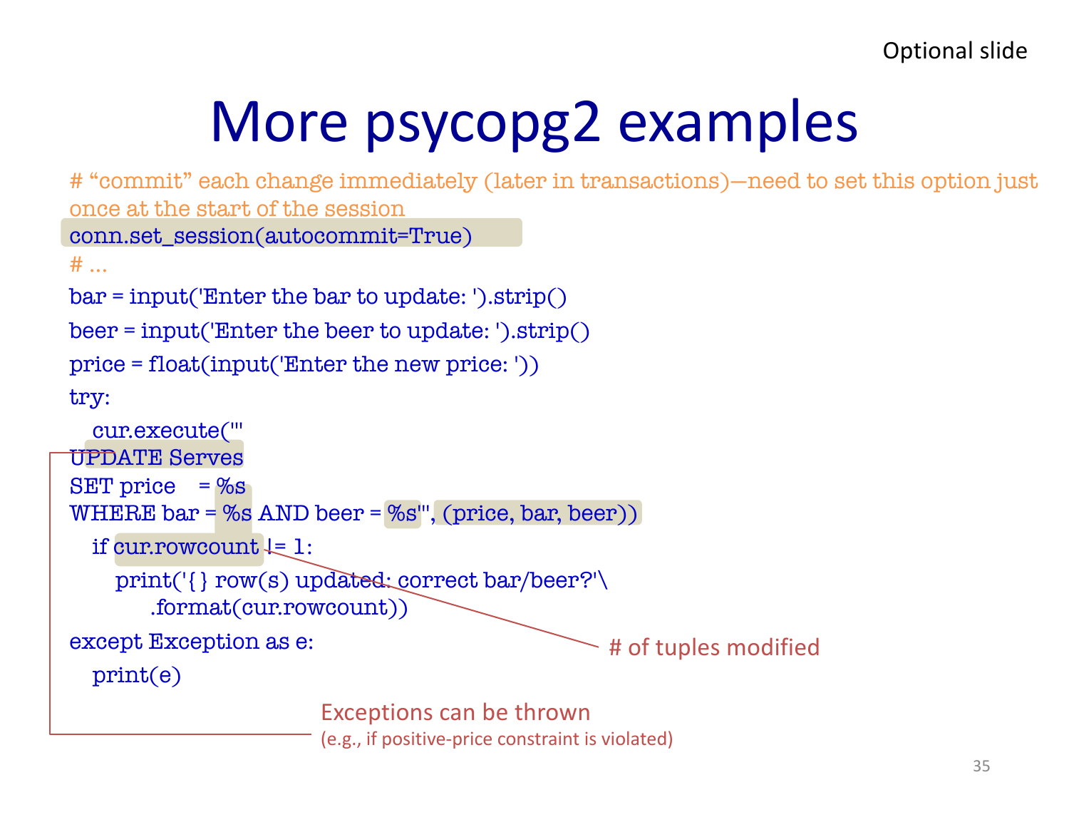Optional slide

# More psycopg2 examples

```
# "commit" each change immediately (later in transactions)—need to set this option just
once at the start of the session
conn.set_session(autocommit=True)
# ...
bar = input('Enter the bar to update: ').strip()
beer = input('Enter the beer to update: ').strip()
price = float(input('Enter the new price: '))
try:
    cur.execute('''
UPDATE Serves
SET price    = %s
WHERE bar = %s AND beer = %s''', (price, bar, beer))
    if cur.rowcount != 1:
        print('{} row(s) updated: correct bar/beer?'\
            .format(cur.rowcount))
except Exception as e:
    print(e)
```

\# of tuples modified

Exceptions can be thrown
(e.g., if positive-price constraint is violated)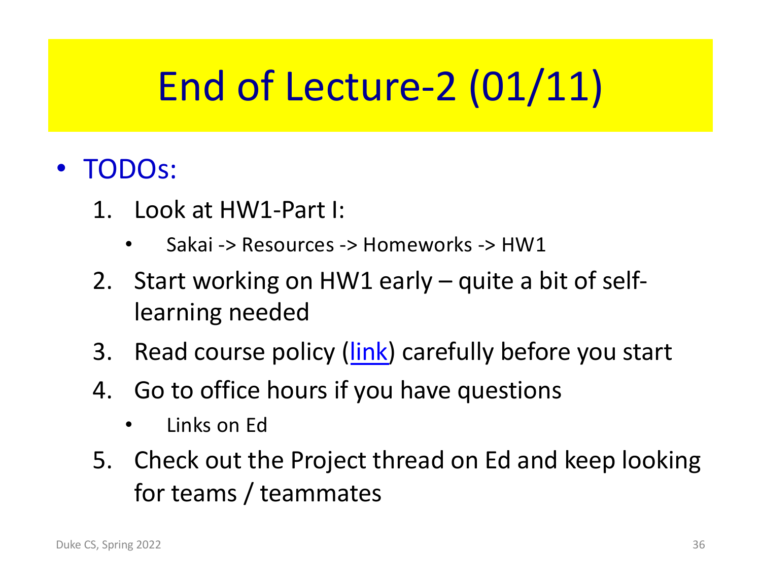# End of Lecture-2 (01/11)

- TODOs:
  1. Look at HW1-Part I:
     - Sakai -> Resources -> Homeworks -> HW1
  2. Start working on HW1 early – quite a bit of self-learning needed
  3. Read course policy (link) carefully before you start
  4. Go to office hours if you have questions
     - Links on Ed
  5. Check out the Project thread on Ed and keep looking for teams / teammates

Duke CS, Spring 2022